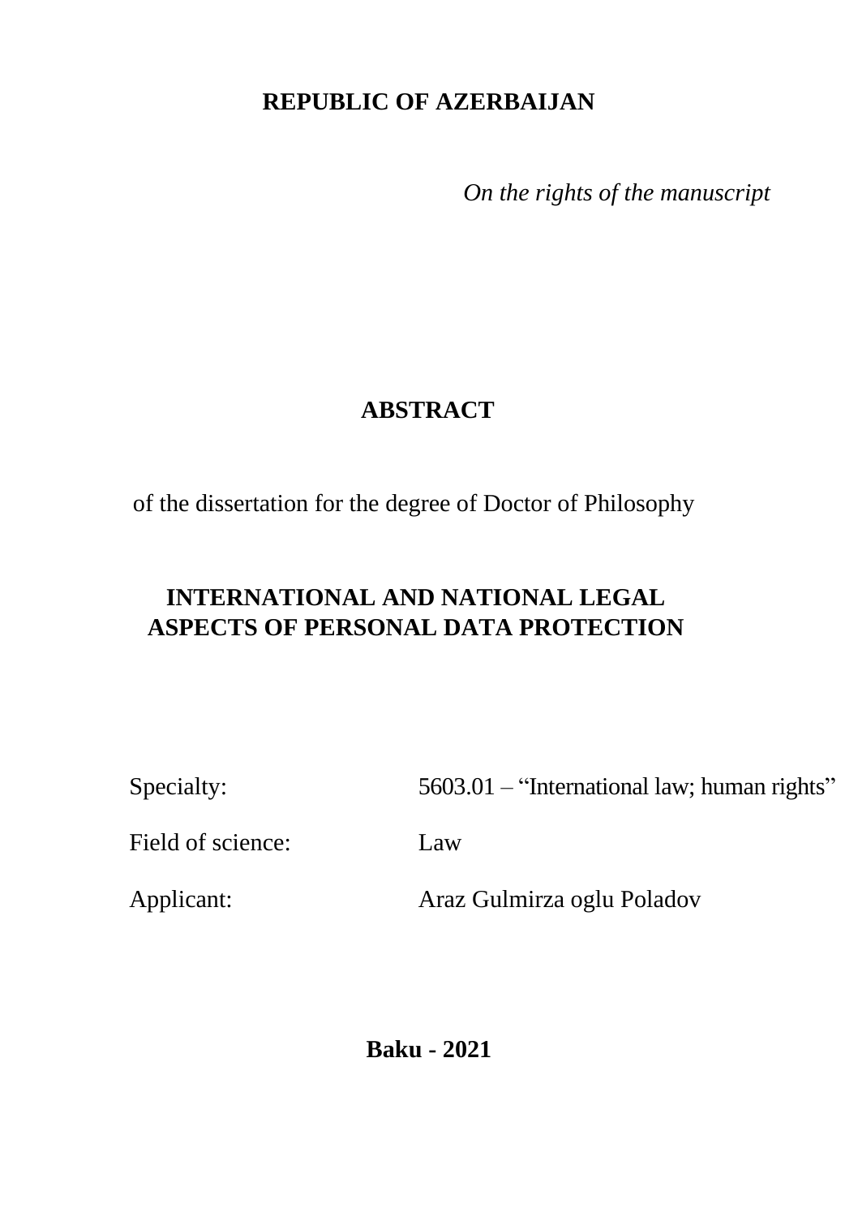**REPUBLIC OF AZERBAIJAN**

*On the rights of the manuscript*

# ABSTRACT

of the dissertation for the degree of Doctor of Philosophy

## INTERNATIONAL AND NATIONAL LEGAL ASPECTS OF PERSONAL DATA PROTECTION

| | |
|---|---|
| Specialty: | 5603.01 – "International law; human rights" |
| Field of science: | Law |
| Applicant: | Araz Gulmirza oglu Poladov |

**Baku - 2021**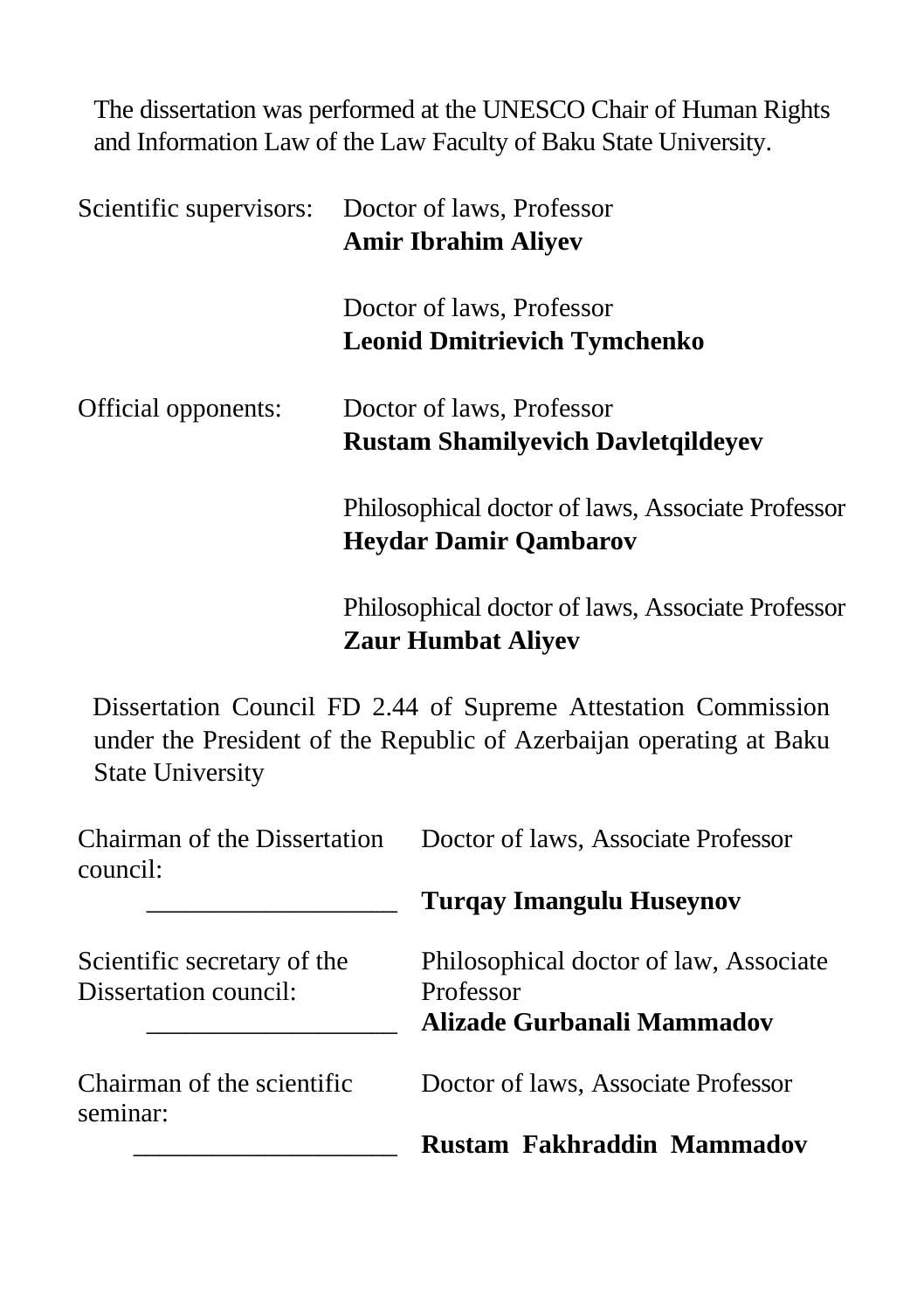The dissertation was performed at the UNESCO Chair of Human Rights and Information Law of the Law Faculty of Baku State University.

Scientific supervisors: Doctor of laws, Professor
**Amir Ibrahim Aliyev**

Doctor of laws, Professor
**Leonid Dmitrievich Tymchenko**

Official opponents: Doctor of laws, Professor
**Rustam Shamilyevich Davletqildeyev**

Philosophical doctor of laws, Associate Professor
**Heydar Damir Qambarov**

Philosophical doctor of laws, Associate Professor
**Zaur Humbat Aliyev**

Dissertation Council FD 2.44 of Supreme Attestation Commission under the President of the Republic of Azerbaijan operating at Baku State University

Chairman of the Dissertation council: Doctor of laws, Associate Professor
___________________ **Turqay Imangulu Huseynov**

Scientific secretary of the Dissertation council: Philosophical doctor of law, Associate Professor
___________________ **Alizade Gurbanali Mammadov**

Chairman of the scientific seminar: Doctor of laws, Associate Professor
____________________ **Rustam Fakhraddin Mammadov**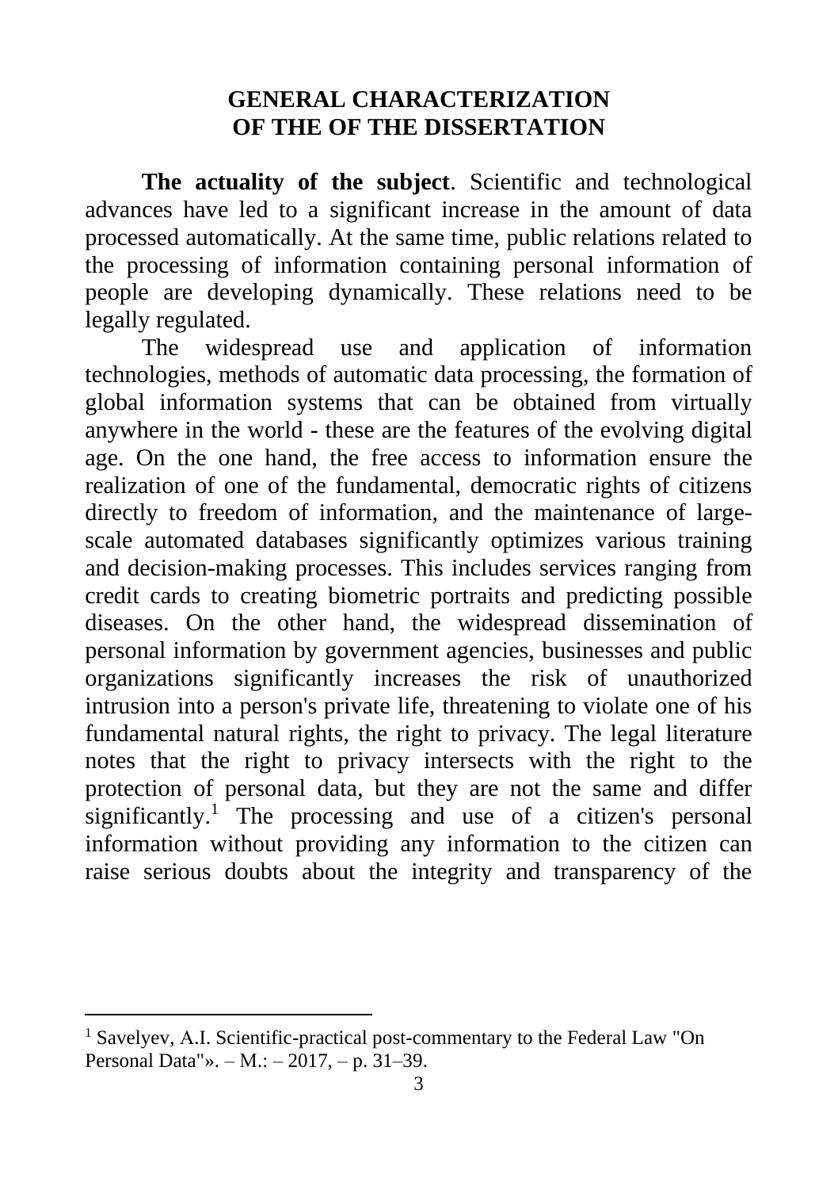# GENERAL CHARACTERIZATION OF THE OF THE DISSERTATION

**The actuality of the subject**. Scientific and technological advances have led to a significant increase in the amount of data processed automatically. At the same time, public relations related to the processing of information containing personal information of people are developing dynamically. These relations need to be legally regulated.

The widespread use and application of information technologies, methods of automatic data processing, the formation of global information systems that can be obtained from virtually anywhere in the world - these are the features of the evolving digital age. On the one hand, the free access to information ensure the realization of one of the fundamental, democratic rights of citizens directly to freedom of information, and the maintenance of large-scale automated databases significantly optimizes various training and decision-making processes. This includes services ranging from credit cards to creating biometric portraits and predicting possible diseases. On the other hand, the widespread dissemination of personal information by government agencies, businesses and public organizations significantly increases the risk of unauthorized intrusion into a person's private life, threatening to violate one of his fundamental natural rights, the right to privacy. The legal literature notes that the right to privacy intersects with the right to the protection of personal data, but they are not the same and differ significantly.[1] The processing and use of a citizen's personal information without providing any information to the citizen can raise serious doubts about the integrity and transparency of the

---

[1] Savelyev, A.I. Scientific-practical post-commentary to the Federal Law "On Personal Data"». – M.: – 2017, – p. 31–39.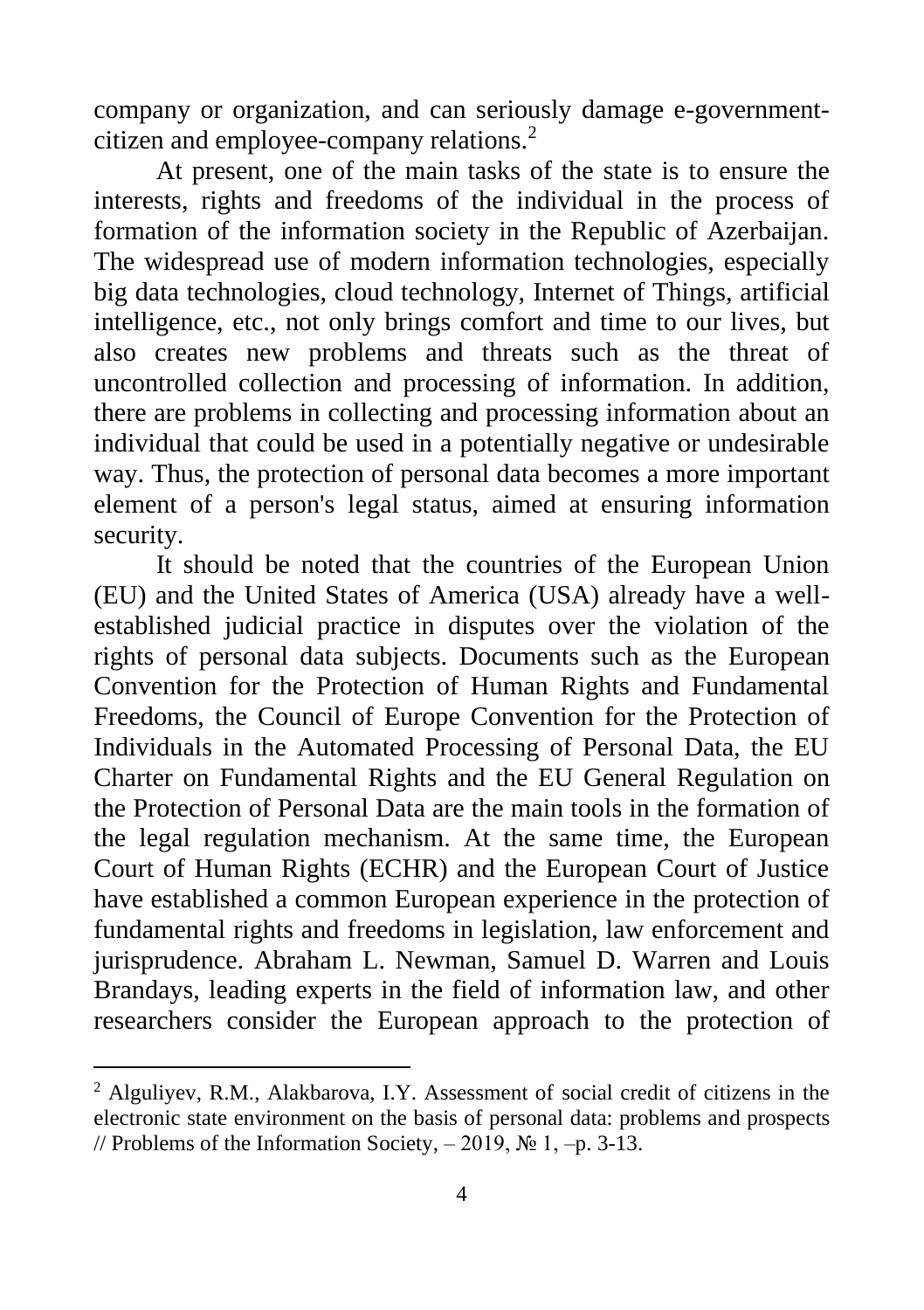company or organization, and can seriously damage e-government-citizen and employee-company relations.[2]

At present, one of the main tasks of the state is to ensure the interests, rights and freedoms of the individual in the process of formation of the information society in the Republic of Azerbaijan. The widespread use of modern information technologies, especially big data technologies, cloud technology, Internet of Things, artificial intelligence, etc., not only brings comfort and time to our lives, but also creates new problems and threats such as the threat of uncontrolled collection and processing of information. In addition, there are problems in collecting and processing information about an individual that could be used in a potentially negative or undesirable way. Thus, the protection of personal data becomes a more important element of a person's legal status, aimed at ensuring information security.

It should be noted that the countries of the European Union (EU) and the United States of America (USA) already have a well-established judicial practice in disputes over the violation of the rights of personal data subjects. Documents such as the European Convention for the Protection of Human Rights and Fundamental Freedoms, the Council of Europe Convention for the Protection of Individuals in the Automated Processing of Personal Data, the EU Charter on Fundamental Rights and the EU General Regulation on the Protection of Personal Data are the main tools in the formation of the legal regulation mechanism. At the same time, the European Court of Human Rights (ECHR) and the European Court of Justice have established a common European experience in the protection of fundamental rights and freedoms in legislation, law enforcement and jurisprudence. Abraham L. Newman, Samuel D. Warren and Louis Brandays, leading experts in the field of information law, and other researchers consider the European approach to the protection of

---

[2] Alguliyev, R.M., Alakbarova, I.Y. Assessment of social credit of citizens in the electronic state environment on the basis of personal data: problems and prospects // Problems of the Information Society, – 2019, № 1, –p. 3-13.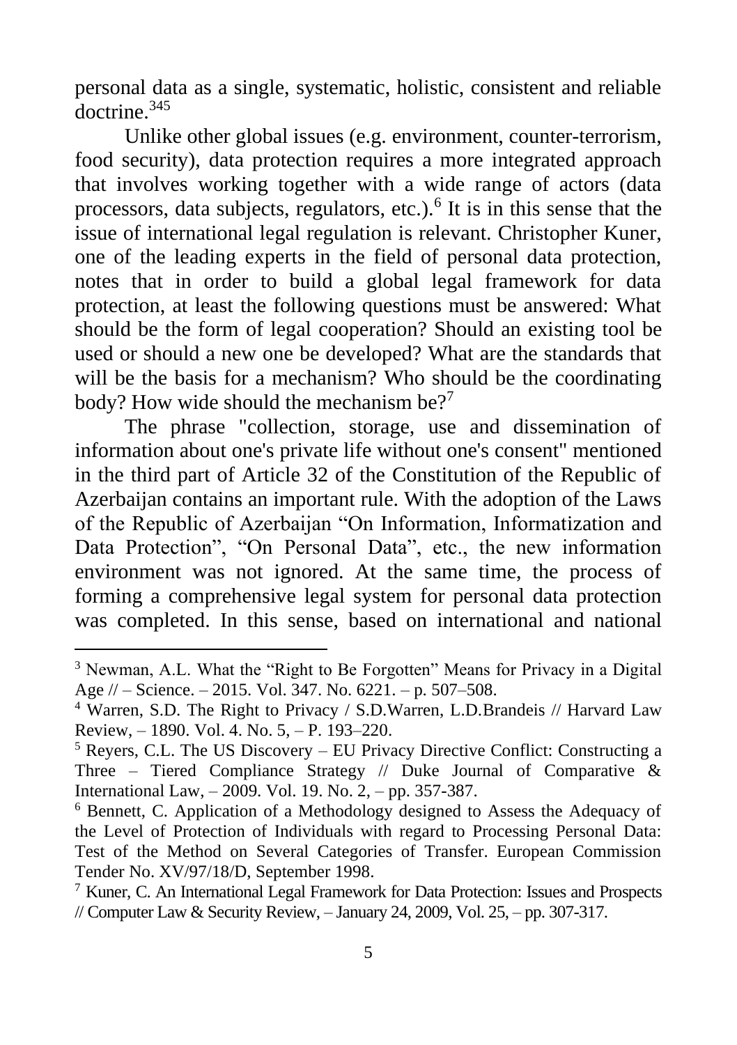personal data as a single, systematic, holistic, consistent and reliable doctrine.[3][4][5]

Unlike other global issues (e.g. environment, counter-terrorism, food security), data protection requires a more integrated approach that involves working together with a wide range of actors (data processors, data subjects, regulators, etc.).[6] It is in this sense that the issue of international legal regulation is relevant. Christopher Kuner, one of the leading experts in the field of personal data protection, notes that in order to build a global legal framework for data protection, at least the following questions must be answered: What should be the form of legal cooperation? Should an existing tool be used or should a new one be developed? What are the standards that will be the basis for a mechanism? Who should be the coordinating body? How wide should the mechanism be?[7]

The phrase "collection, storage, use and dissemination of information about one's private life without one's consent" mentioned in the third part of Article 32 of the Constitution of the Republic of Azerbaijan contains an important rule. With the adoption of the Laws of the Republic of Azerbaijan "On Information, Informatization and Data Protection", "On Personal Data", etc., the new information environment was not ignored. At the same time, the process of forming a comprehensive legal system for personal data protection was completed. In this sense, based on international and national

---

[3] Newman, A.L. What the "Right to Be Forgotten" Means for Privacy in a Digital Age // – Science. – 2015. Vol. 347. No. 6221. – p. 507–508.

[4] Warren, S.D. The Right to Privacy / S.D.Warren, L.D.Brandeis // Harvard Law Review, – 1890. Vol. 4. No. 5, – P. 193–220.

[5] Reyers, C.L. The US Discovery – EU Privacy Directive Conflict: Constructing a Three – Tiered Compliance Strategy // Duke Journal of Comparative & International Law, – 2009. Vol. 19. No. 2, – pp. 357-387.

[6] Bennett, C. Application of a Methodology designed to Assess the Adequacy of the Level of Protection of Individuals with regard to Processing Personal Data: Test of the Method on Several Categories of Transfer. European Commission Tender No. XV/97/18/D, September 1998.

[7] Kuner, C. An International Legal Framework for Data Protection: Issues and Prospects // Computer Law & Security Review, – January 24, 2009, Vol. 25, – pp. 307-317.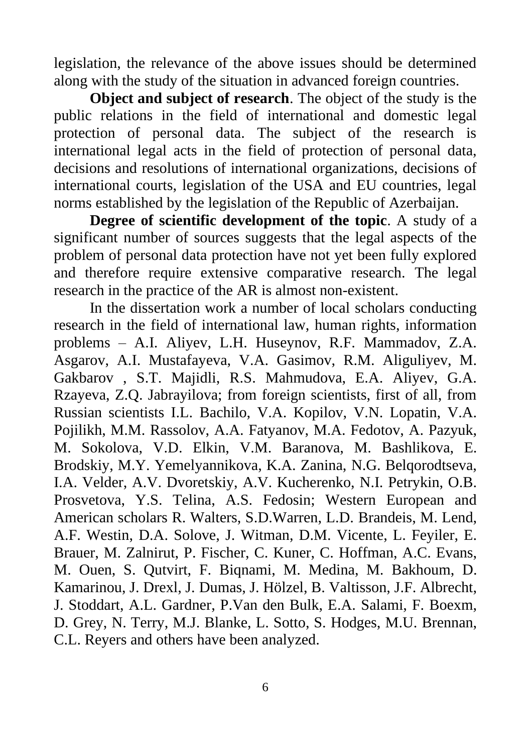legislation, the relevance of the above issues should be determined along with the study of the situation in advanced foreign countries.

**Object and subject of research**. The object of the study is the public relations in the field of international and domestic legal protection of personal data. The subject of the research is international legal acts in the field of protection of personal data, decisions and resolutions of international organizations, decisions of international courts, legislation of the USA and EU countries, legal norms established by the legislation of the Republic of Azerbaijan.

**Degree of scientific development of the topic**. A study of a significant number of sources suggests that the legal aspects of the problem of personal data protection have not yet been fully explored and therefore require extensive comparative research. The legal research in the practice of the AR is almost non-existent.

In the dissertation work a number of local scholars conducting research in the field of international law, human rights, information problems – A.I. Aliyev, L.H. Huseynov, R.F. Mammadov, Z.A. Asgarov, A.I. Mustafayeva, V.A. Gasimov, R.M. Aliguliyev, M. Gakbarov , S.T. Majidli, R.S. Mahmudova, E.A. Aliyev, G.A. Rzayeva, Z.Q. Jabrayilova; from foreign scientists, first of all, from Russian scientists I.L. Bachilo, V.A. Kopilov, V.N. Lopatin, V.A. Pojilikh, M.M. Rassolov, A.A. Fatyanov, M.A. Fedotov, A. Pazyuk, M. Sokolova, V.D. Elkin, V.M. Baranova, M. Bashlikova, E. Brodskiy, M.Y. Yemelyannikova, K.A. Zanina, N.G. Belqorodtseva, I.A. Velder, A.V. Dvoretskiy, A.V. Kucherenko, N.I. Petrykin, O.B. Prosvetova, Y.S. Telina, A.S. Fedosin; Western European and American scholars R. Walters, S.D.Warren, L.D. Brandeis, M. Lend, A.F. Westin, D.A. Solove, J. Witman, D.M. Vicente, L. Feyiler, E. Brauer, M. Zalnirut, P. Fischer, C. Kuner, C. Hoffman, A.C. Evans, M. Ouen, S. Qutvirt, F. Biqnami, M. Medina, M. Bakhoum, D. Kamarinou, J. Drexl, J. Dumas, J. Hölzel, B. Valtisson, J.F. Albrecht, J. Stoddart, A.L. Gardner, P.Van den Bulk, E.A. Salami, F. Boexm, D. Grey, N. Terry, M.J. Blanke, L. Sotto, S. Hodges, M.U. Brennan, C.L. Reyers and others have been analyzed.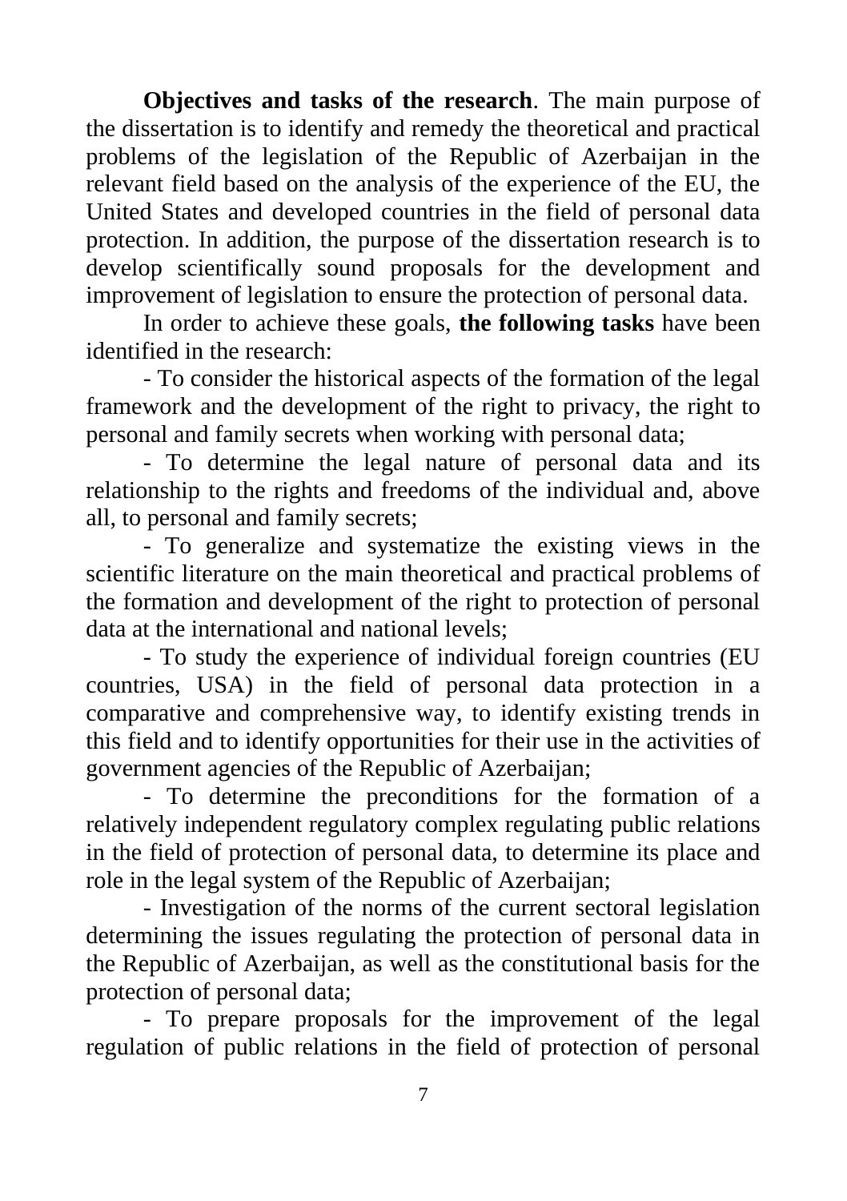**Objectives and tasks of the research**. The main purpose of the dissertation is to identify and remedy the theoretical and practical problems of the legislation of the Republic of Azerbaijan in the relevant field based on the analysis of the experience of the EU, the United States and developed countries in the field of personal data protection. In addition, the purpose of the dissertation research is to develop scientifically sound proposals for the development and improvement of legislation to ensure the protection of personal data.

In order to achieve these goals, **the following tasks** have been identified in the research:

- To consider the historical aspects of the formation of the legal framework and the development of the right to privacy, the right to personal and family secrets when working with personal data;

- To determine the legal nature of personal data and its relationship to the rights and freedoms of the individual and, above all, to personal and family secrets;

- To generalize and systematize the existing views in the scientific literature on the main theoretical and practical problems of the formation and development of the right to protection of personal data at the international and national levels;

- To study the experience of individual foreign countries (EU countries, USA) in the field of personal data protection in a comparative and comprehensive way, to identify existing trends in this field and to identify opportunities for their use in the activities of government agencies of the Republic of Azerbaijan;

- To determine the preconditions for the formation of a relatively independent regulatory complex regulating public relations in the field of protection of personal data, to determine its place and role in the legal system of the Republic of Azerbaijan;

- Investigation of the norms of the current sectoral legislation determining the issues regulating the protection of personal data in the Republic of Azerbaijan, as well as the constitutional basis for the protection of personal data;

- To prepare proposals for the improvement of the legal regulation of public relations in the field of protection of personal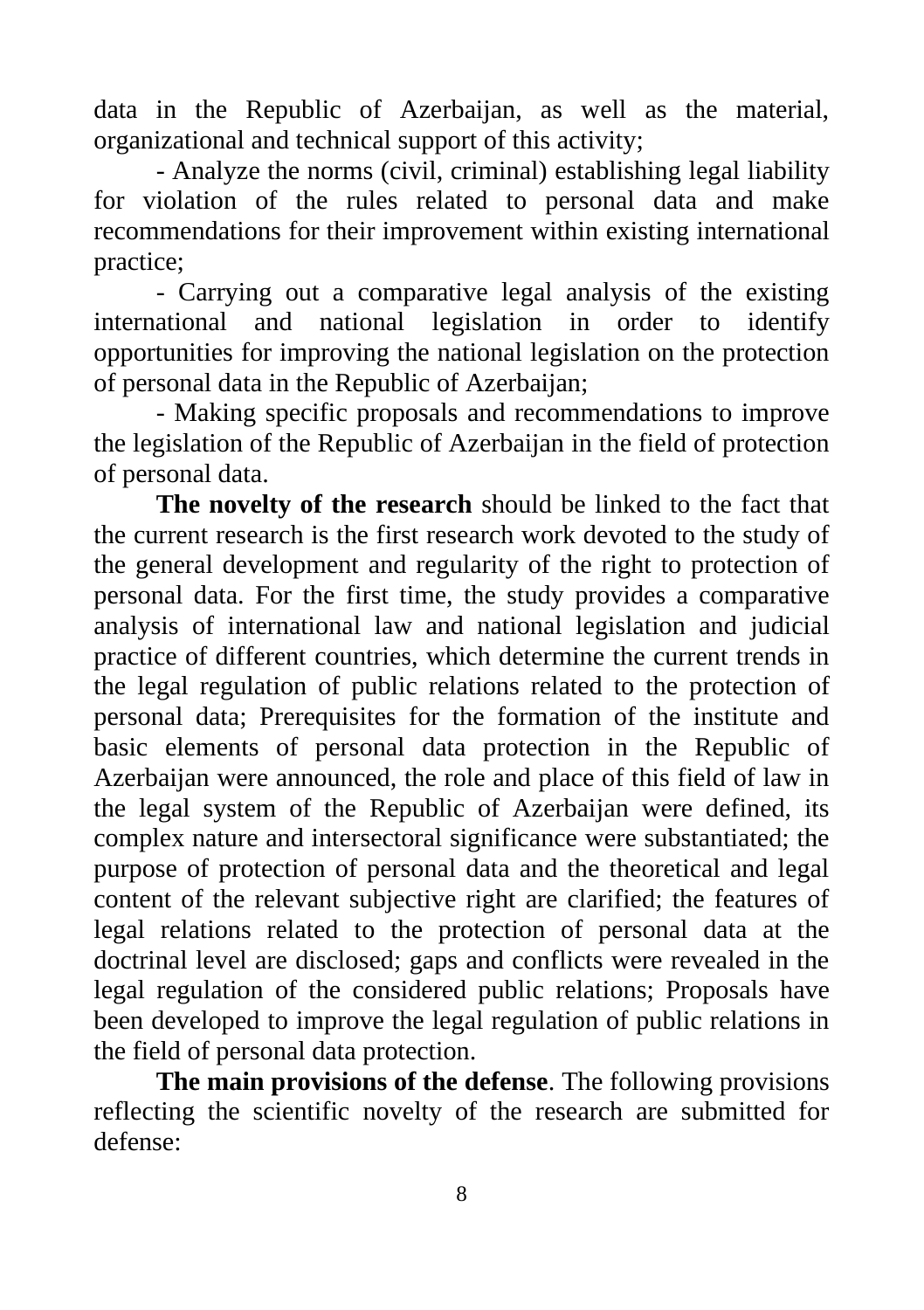data in the Republic of Azerbaijan, as well as the material, organizational and technical support of this activity;

- Analyze the norms (civil, criminal) establishing legal liability for violation of the rules related to personal data and make recommendations for their improvement within existing international practice;
- Carrying out a comparative legal analysis of the existing international and national legislation in order to identify opportunities for improving the national legislation on the protection of personal data in the Republic of Azerbaijan;
- Making specific proposals and recommendations to improve the legislation of the Republic of Azerbaijan in the field of protection of personal data.

**The novelty of the research** should be linked to the fact that the current research is the first research work devoted to the study of the general development and regularity of the right to protection of personal data. For the first time, the study provides a comparative analysis of international law and national legislation and judicial practice of different countries, which determine the current trends in the legal regulation of public relations related to the protection of personal data; Prerequisites for the formation of the institute and basic elements of personal data protection in the Republic of Azerbaijan were announced, the role and place of this field of law in the legal system of the Republic of Azerbaijan were defined, its complex nature and intersectoral significance were substantiated; the purpose of protection of personal data and the theoretical and legal content of the relevant subjective right are clarified; the features of legal relations related to the protection of personal data at the doctrinal level are disclosed; gaps and conflicts were revealed in the legal regulation of the considered public relations; Proposals have been developed to improve the legal regulation of public relations in the field of personal data protection.

**The main provisions of the defense**. The following provisions reflecting the scientific novelty of the research are submitted for defense: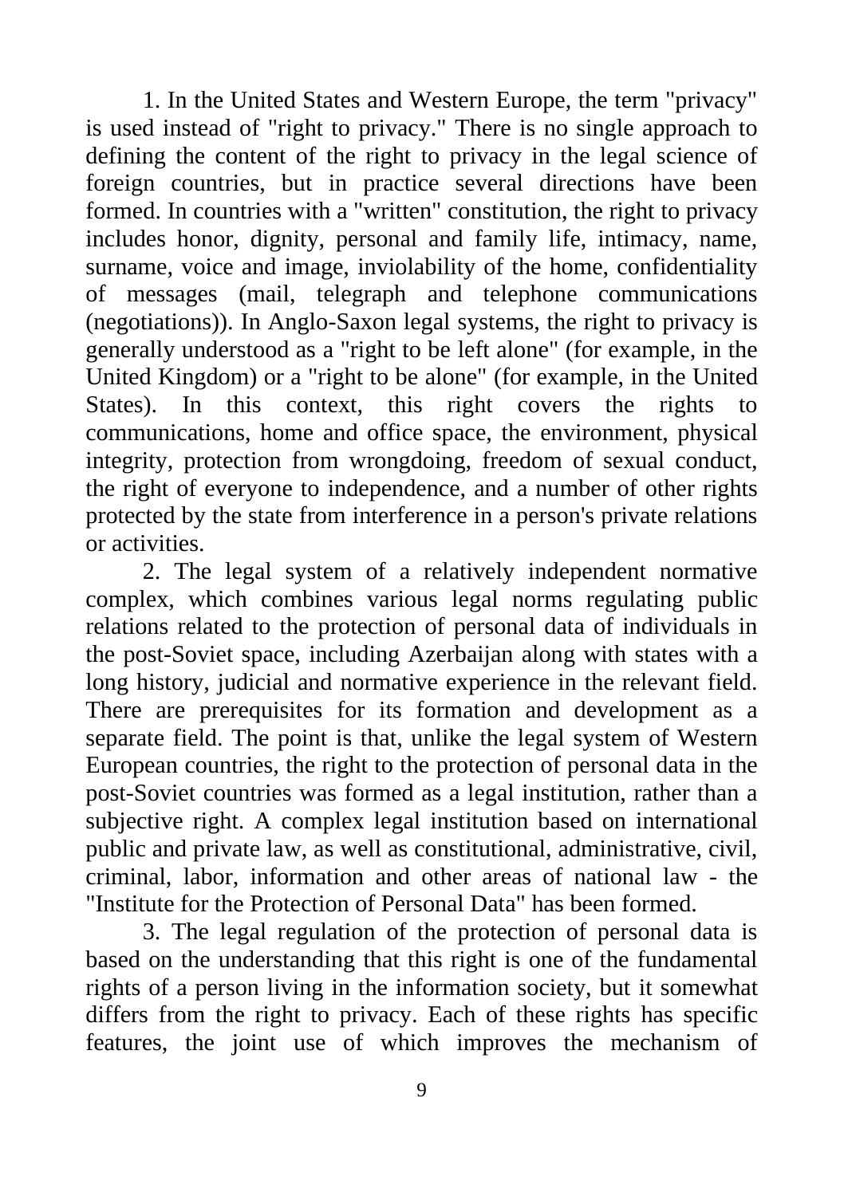1. In the United States and Western Europe, the term "privacy" is used instead of "right to privacy." There is no single approach to defining the content of the right to privacy in the legal science of foreign countries, but in practice several directions have been formed. In countries with a "written" constitution, the right to privacy includes honor, dignity, personal and family life, intimacy, name, surname, voice and image, inviolability of the home, confidentiality of messages (mail, telegraph and telephone communications (negotiations)). In Anglo-Saxon legal systems, the right to privacy is generally understood as a "right to be left alone" (for example, in the United Kingdom) or a "right to be alone" (for example, in the United States). In this context, this right covers the rights to communications, home and office space, the environment, physical integrity, protection from wrongdoing, freedom of sexual conduct, the right of everyone to independence, and a number of other rights protected by the state from interference in a person's private relations or activities.

2. The legal system of a relatively independent normative complex, which combines various legal norms regulating public relations related to the protection of personal data of individuals in the post-Soviet space, including Azerbaijan along with states with a long history, judicial and normative experience in the relevant field. There are prerequisites for its formation and development as a separate field. The point is that, unlike the legal system of Western European countries, the right to the protection of personal data in the post-Soviet countries was formed as a legal institution, rather than a subjective right. A complex legal institution based on international public and private law, as well as constitutional, administrative, civil, criminal, labor, information and other areas of national law - the "Institute for the Protection of Personal Data" has been formed.

3. The legal regulation of the protection of personal data is based on the understanding that this right is one of the fundamental rights of a person living in the information society, but it somewhat differs from the right to privacy. Each of these rights has specific features, the joint use of which improves the mechanism of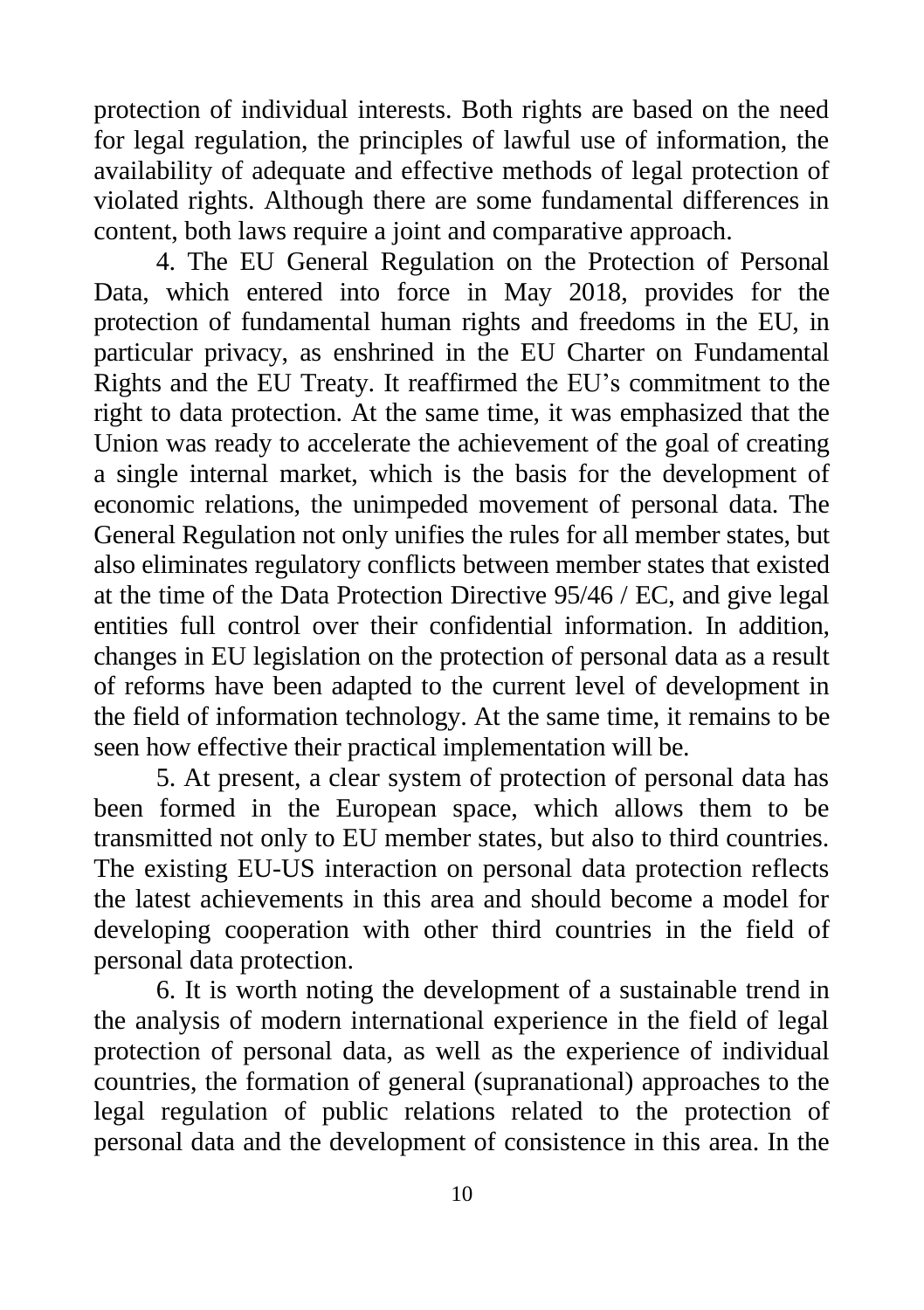protection of individual interests. Both rights are based on the need for legal regulation, the principles of lawful use of information, the availability of adequate and effective methods of legal protection of violated rights. Although there are some fundamental differences in content, both laws require a joint and comparative approach.

4. The EU General Regulation on the Protection of Personal Data, which entered into force in May 2018, provides for the protection of fundamental human rights and freedoms in the EU, in particular privacy, as enshrined in the EU Charter on Fundamental Rights and the EU Treaty. It reaffirmed the EU's commitment to the right to data protection. At the same time, it was emphasized that the Union was ready to accelerate the achievement of the goal of creating a single internal market, which is the basis for the development of economic relations, the unimpeded movement of personal data. The General Regulation not only unifies the rules for all member states, but also eliminates regulatory conflicts between member states that existed at the time of the Data Protection Directive 95/46 / EC, and give legal entities full control over their confidential information. In addition, changes in EU legislation on the protection of personal data as a result of reforms have been adapted to the current level of development in the field of information technology. At the same time, it remains to be seen how effective their practical implementation will be.

5. At present, a clear system of protection of personal data has been formed in the European space, which allows them to be transmitted not only to EU member states, but also to third countries. The existing EU-US interaction on personal data protection reflects the latest achievements in this area and should become a model for developing cooperation with other third countries in the field of personal data protection.

6. It is worth noting the development of a sustainable trend in the analysis of modern international experience in the field of legal protection of personal data, as well as the experience of individual countries, the formation of general (supranational) approaches to the legal regulation of public relations related to the protection of personal data and the development of consistence in this area. In the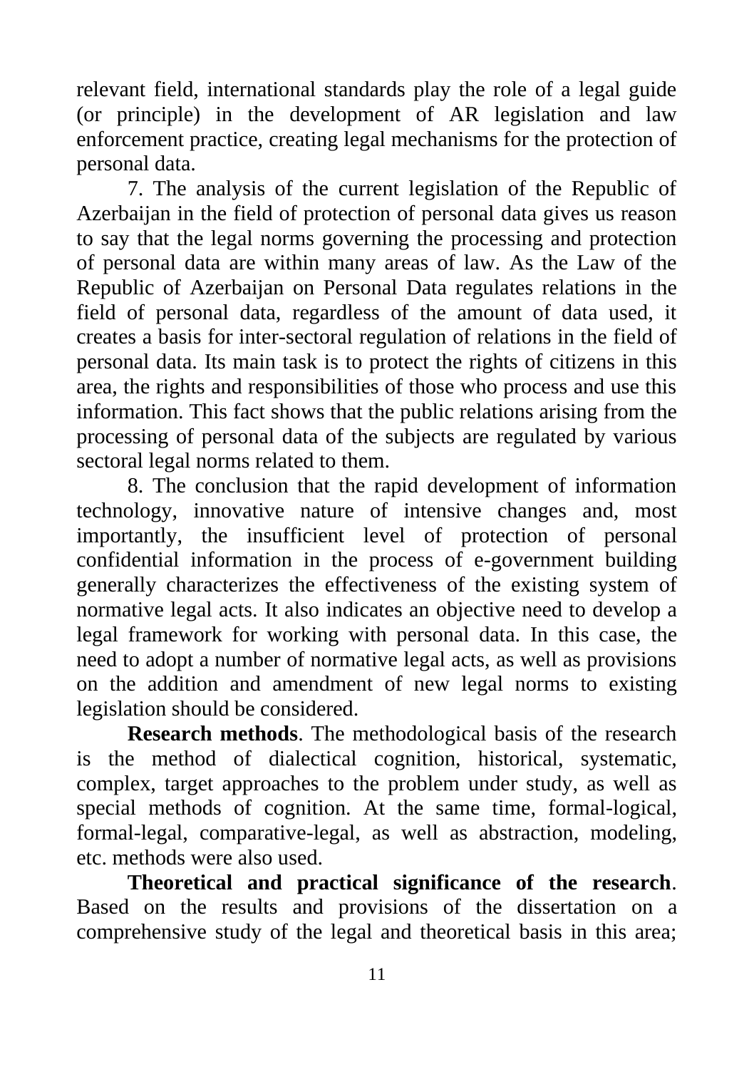relevant field, international standards play the role of a legal guide (or principle) in the development of AR legislation and law enforcement practice, creating legal mechanisms for the protection of personal data.

7. The analysis of the current legislation of the Republic of Azerbaijan in the field of protection of personal data gives us reason to say that the legal norms governing the processing and protection of personal data are within many areas of law. As the Law of the Republic of Azerbaijan on Personal Data regulates relations in the field of personal data, regardless of the amount of data used, it creates a basis for inter-sectoral regulation of relations in the field of personal data. Its main task is to protect the rights of citizens in this area, the rights and responsibilities of those who process and use this information. This fact shows that the public relations arising from the processing of personal data of the subjects are regulated by various sectoral legal norms related to them.

8. The conclusion that the rapid development of information technology, innovative nature of intensive changes and, most importantly, the insufficient level of protection of personal confidential information in the process of e-government building generally characterizes the effectiveness of the existing system of normative legal acts. It also indicates an objective need to develop a legal framework for working with personal data. In this case, the need to adopt a number of normative legal acts, as well as provisions on the addition and amendment of new legal norms to existing legislation should be considered.

**Research methods**. The methodological basis of the research is the method of dialectical cognition, historical, systematic, complex, target approaches to the problem under study, as well as special methods of cognition. At the same time, formal-logical, formal-legal, comparative-legal, as well as abstraction, modeling, etc. methods were also used.

**Theoretical and practical significance of the research**. Based on the results and provisions of the dissertation on a comprehensive study of the legal and theoretical basis in this area;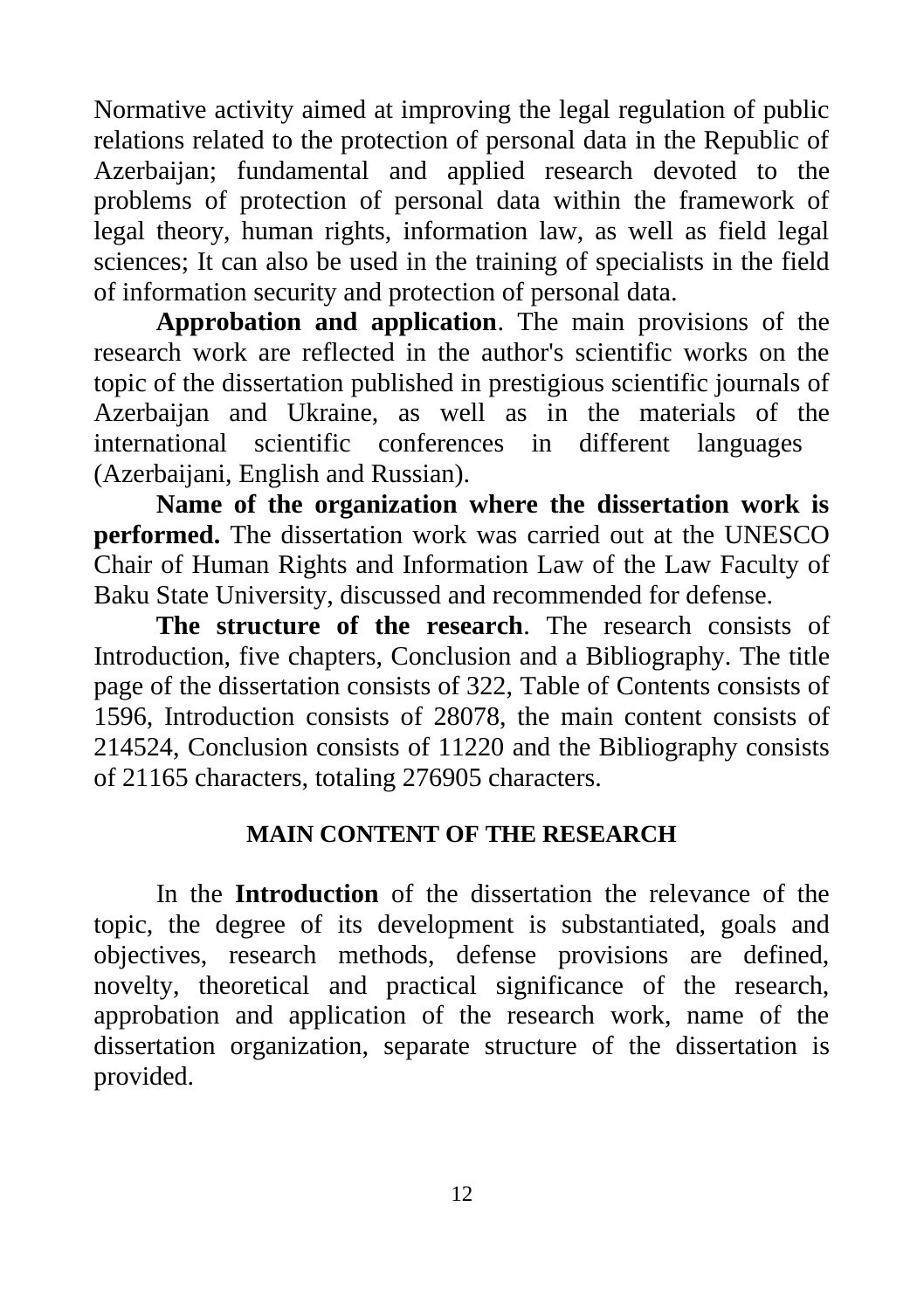Normative activity aimed at improving the legal regulation of public relations related to the protection of personal data in the Republic of Azerbaijan; fundamental and applied research devoted to the problems of protection of personal data within the framework of legal theory, human rights, information law, as well as field legal sciences; It can also be used in the training of specialists in the field of information security and protection of personal data.

**Approbation and application**. The main provisions of the research work are reflected in the author's scientific works on the topic of the dissertation published in prestigious scientific journals of Azerbaijan and Ukraine, as well as in the materials of the international scientific conferences in different languages (Azerbaijani, English and Russian).

**Name of the organization where the dissertation work is performed.** The dissertation work was carried out at the UNESCO Chair of Human Rights and Information Law of the Law Faculty of Baku State University, discussed and recommended for defense.

**The structure of the research**. The research consists of Introduction, five chapters, Conclusion and a Bibliography. The title page of the dissertation consists of 322, Table of Contents consists of 1596, Introduction consists of 28078, the main content consists of 214524, Conclusion consists of 11220 and the Bibliography consists of 21165 characters, totaling 276905 characters.

## MAIN CONTENT OF THE RESEARCH

In the **Introduction** of the dissertation the relevance of the topic, the degree of its development is substantiated, goals and objectives, research methods, defense provisions are defined, novelty, theoretical and practical significance of the research, approbation and application of the research work, name of the dissertation organization, separate structure of the dissertation is provided.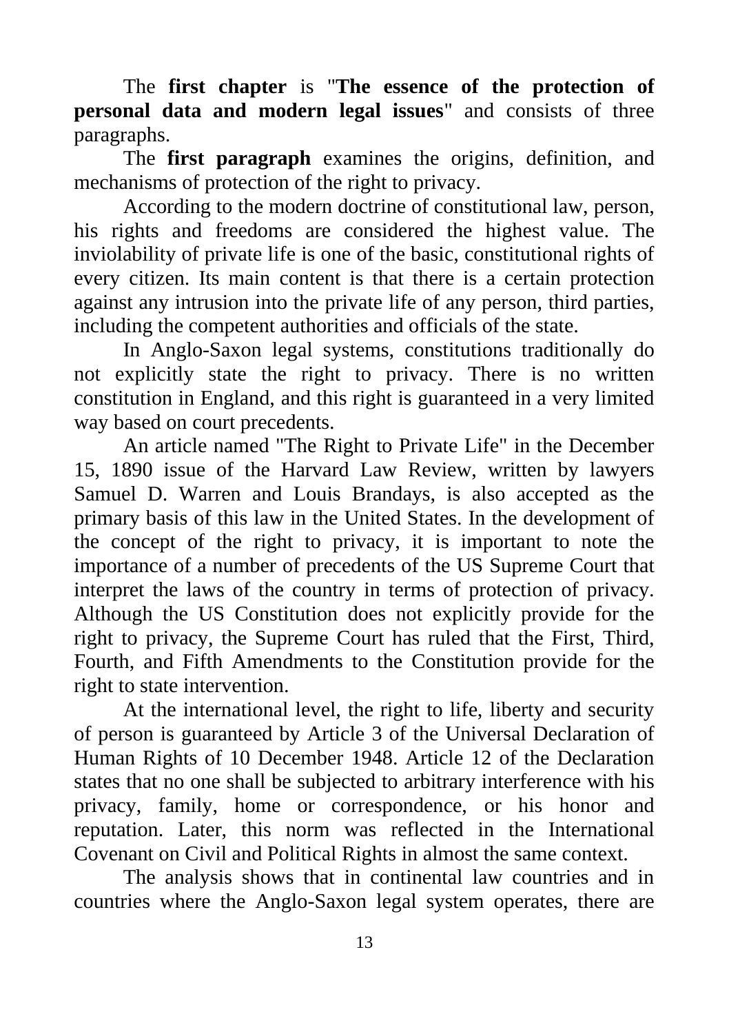The **first chapter** is "**The essence of the protection of personal data and modern legal issues**" and consists of three paragraphs.

The **first paragraph** examines the origins, definition, and mechanisms of protection of the right to privacy.

According to the modern doctrine of constitutional law, person, his rights and freedoms are considered the highest value. The inviolability of private life is one of the basic, constitutional rights of every citizen. Its main content is that there is a certain protection against any intrusion into the private life of any person, third parties, including the competent authorities and officials of the state.

In Anglo-Saxon legal systems, constitutions traditionally do not explicitly state the right to privacy. There is no written constitution in England, and this right is guaranteed in a very limited way based on court precedents.

An article named "The Right to Private Life" in the December 15, 1890 issue of the Harvard Law Review, written by lawyers Samuel D. Warren and Louis Brandays, is also accepted as the primary basis of this law in the United States. In the development of the concept of the right to privacy, it is important to note the importance of a number of precedents of the US Supreme Court that interpret the laws of the country in terms of protection of privacy. Although the US Constitution does not explicitly provide for the right to privacy, the Supreme Court has ruled that the First, Third, Fourth, and Fifth Amendments to the Constitution provide for the right to state intervention.

At the international level, the right to life, liberty and security of person is guaranteed by Article 3 of the Universal Declaration of Human Rights of 10 December 1948. Article 12 of the Declaration states that no one shall be subjected to arbitrary interference with his privacy, family, home or correspondence, or his honor and reputation. Later, this norm was reflected in the International Covenant on Civil and Political Rights in almost the same context.

The analysis shows that in continental law countries and in countries where the Anglo-Saxon legal system operates, there are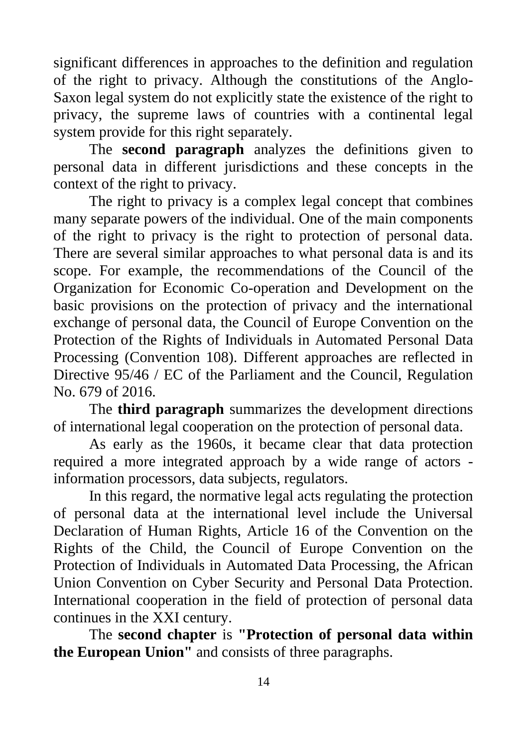significant differences in approaches to the definition and regulation of the right to privacy. Although the constitutions of the Anglo-Saxon legal system do not explicitly state the existence of the right to privacy, the supreme laws of countries with a continental legal system provide for this right separately.

The **second paragraph** analyzes the definitions given to personal data in different jurisdictions and these concepts in the context of the right to privacy.

The right to privacy is a complex legal concept that combines many separate powers of the individual. One of the main components of the right to privacy is the right to protection of personal data. There are several similar approaches to what personal data is and its scope. For example, the recommendations of the Council of the Organization for Economic Co-operation and Development on the basic provisions on the protection of privacy and the international exchange of personal data, the Council of Europe Convention on the Protection of the Rights of Individuals in Automated Personal Data Processing (Convention 108). Different approaches are reflected in Directive 95/46 / EC of the Parliament and the Council, Regulation No. 679 of 2016.

The **third paragraph** summarizes the development directions of international legal cooperation on the protection of personal data.

As early as the 1960s, it became clear that data protection required a more integrated approach by a wide range of actors - information processors, data subjects, regulators.

In this regard, the normative legal acts regulating the protection of personal data at the international level include the Universal Declaration of Human Rights, Article 16 of the Convention on the Rights of the Child, the Council of Europe Convention on the Protection of Individuals in Automated Data Processing, the African Union Convention on Cyber Security and Personal Data Protection. International cooperation in the field of protection of personal data continues in the XXI century.

The **second chapter** is **"Protection of personal data within the European Union"** and consists of three paragraphs.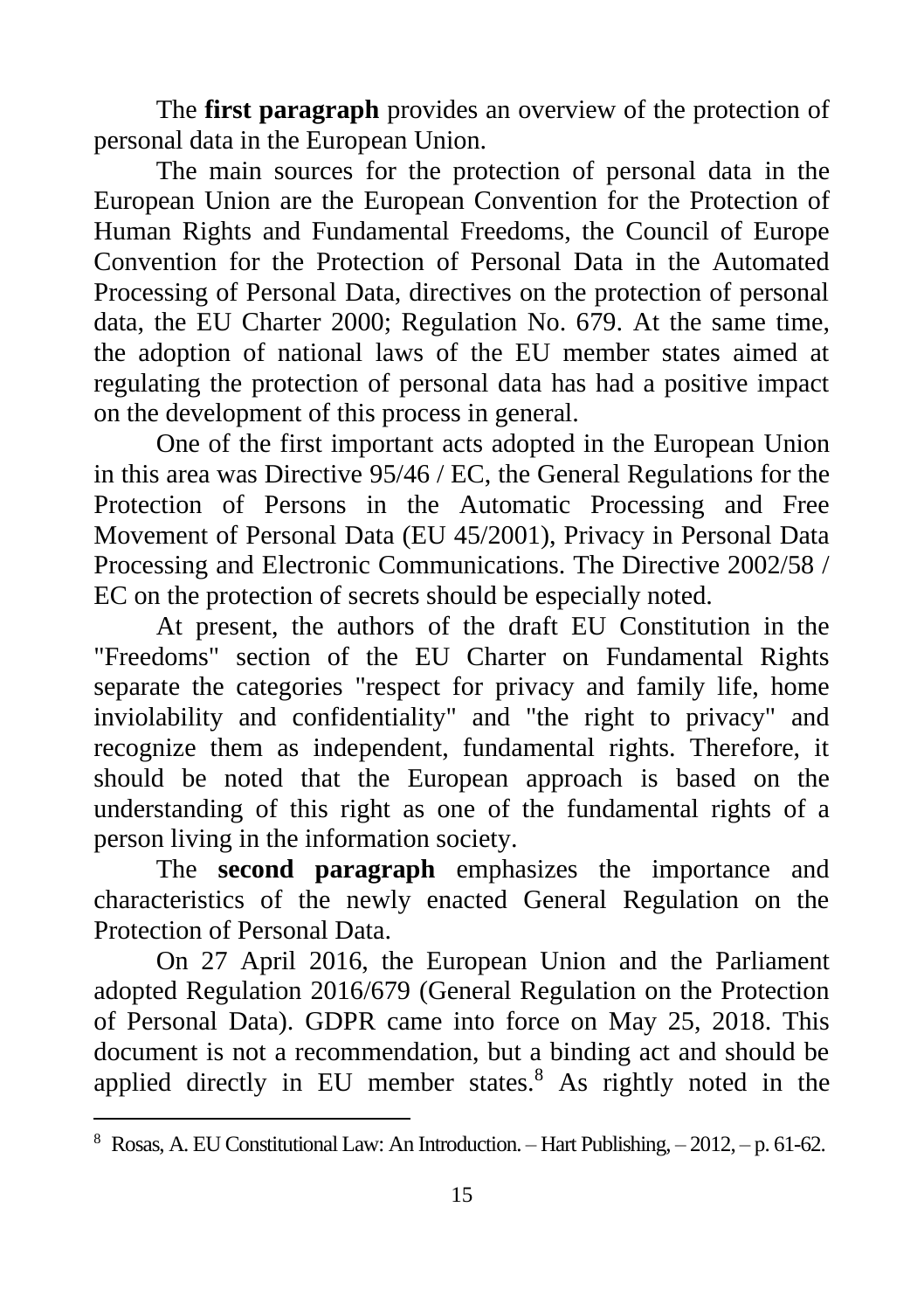The **first paragraph** provides an overview of the protection of personal data in the European Union.

The main sources for the protection of personal data in the European Union are the European Convention for the Protection of Human Rights and Fundamental Freedoms, the Council of Europe Convention for the Protection of Personal Data in the Automated Processing of Personal Data, directives on the protection of personal data, the EU Charter 2000; Regulation No. 679. At the same time, the adoption of national laws of the EU member states aimed at regulating the protection of personal data has had a positive impact on the development of this process in general.

One of the first important acts adopted in the European Union in this area was Directive 95/46 / EC, the General Regulations for the Protection of Persons in the Automatic Processing and Free Movement of Personal Data (EU 45/2001), Privacy in Personal Data Processing and Electronic Communications. The Directive 2002/58 / EC on the protection of secrets should be especially noted.

At present, the authors of the draft EU Constitution in the "Freedoms" section of the EU Charter on Fundamental Rights separate the categories "respect for privacy and family life, home inviolability and confidentiality" and "the right to privacy" and recognize them as independent, fundamental rights. Therefore, it should be noted that the European approach is based on the understanding of this right as one of the fundamental rights of a person living in the information society.

The **second paragraph** emphasizes the importance and characteristics of the newly enacted General Regulation on the Protection of Personal Data.

On 27 April 2016, the European Union and the Parliament adopted Regulation 2016/679 (General Regulation on the Protection of Personal Data). GDPR came into force on May 25, 2018. This document is not a recommendation, but a binding act and should be applied directly in EU member states.[8] As rightly noted in the

---

[8] Rosas, A. EU Constitutional Law: An Introduction. – Hart Publishing, – 2012, – p. 61-62.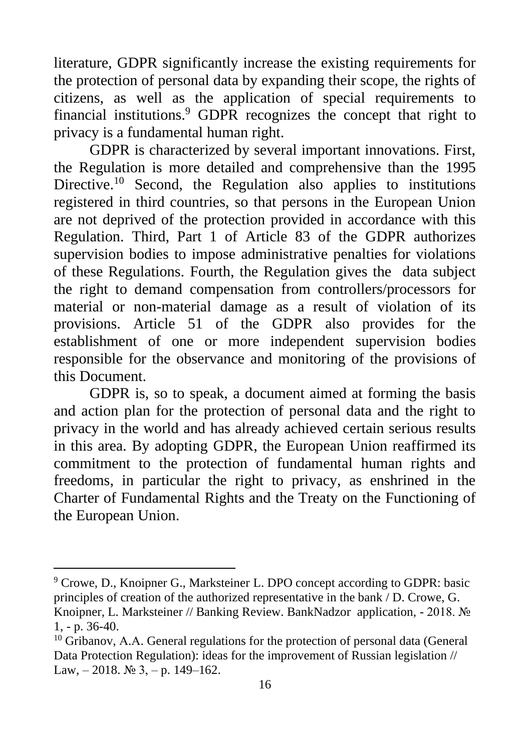literature, GDPR significantly increase the existing requirements for the protection of personal data by expanding their scope, the rights of citizens, as well as the application of special requirements to financial institutions.[9] GDPR recognizes the concept that right to privacy is a fundamental human right.

GDPR is characterized by several important innovations. First, the Regulation is more detailed and comprehensive than the 1995 Directive.[10] Second, the Regulation also applies to institutions registered in third countries, so that persons in the European Union are not deprived of the protection provided in accordance with this Regulation. Third, Part 1 of Article 83 of the GDPR authorizes supervision bodies to impose administrative penalties for violations of these Regulations. Fourth, the Regulation gives the data subject the right to demand compensation from controllers/processors for material or non-material damage as a result of violation of its provisions. Article 51 of the GDPR also provides for the establishment of one or more independent supervision bodies responsible for the observance and monitoring of the provisions of this Document.

GDPR is, so to speak, a document aimed at forming the basis and action plan for the protection of personal data and the right to privacy in the world and has already achieved certain serious results in this area. By adopting GDPR, the European Union reaffirmed its commitment to the protection of fundamental human rights and freedoms, in particular the right to privacy, as enshrined in the Charter of Fundamental Rights and the Treaty on the Functioning of the European Union.

---

[9] Crowe, D., Knoipner G., Marksteiner L. DPO concept according to GDPR: basic principles of creation of the authorized representative in the bank / D. Crowe, G. Knoipner, L. Marksteiner // Banking Review. BankNadzor application, - 2018. № 1, - p. 36-40.

[10] Gribanov, A.A. General regulations for the protection of personal data (General Data Protection Regulation): ideas for the improvement of Russian legislation // Law, – 2018. № 3, – p. 149–162.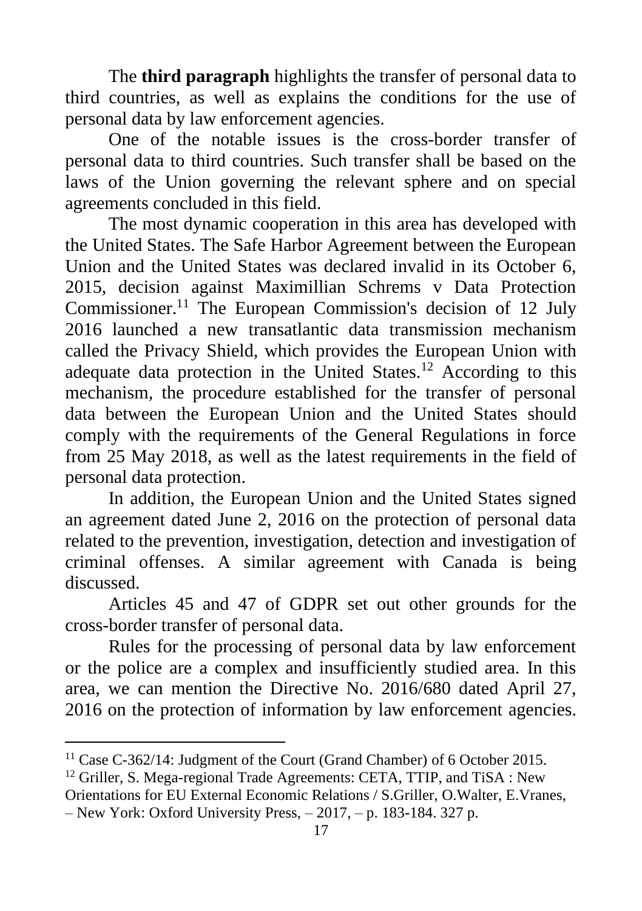The **third paragraph** highlights the transfer of personal data to third countries, as well as explains the conditions for the use of personal data by law enforcement agencies.

One of the notable issues is the cross-border transfer of personal data to third countries. Such transfer shall be based on the laws of the Union governing the relevant sphere and on special agreements concluded in this field.

The most dynamic cooperation in this area has developed with the United States. The Safe Harbor Agreement between the European Union and the United States was declared invalid in its October 6, 2015, decision against Maximillian Schrems v Data Protection Commissioner.[11] The European Commission's decision of 12 July 2016 launched a new transatlantic data transmission mechanism called the Privacy Shield, which provides the European Union with adequate data protection in the United States.[12] According to this mechanism, the procedure established for the transfer of personal data between the European Union and the United States should comply with the requirements of the General Regulations in force from 25 May 2018, as well as the latest requirements in the field of personal data protection.

In addition, the European Union and the United States signed an agreement dated June 2, 2016 on the protection of personal data related to the prevention, investigation, detection and investigation of criminal offenses. A similar agreement with Canada is being discussed.

Articles 45 and 47 of GDPR set out other grounds for the cross-border transfer of personal data.

Rules for the processing of personal data by law enforcement or the police are a complex and insufficiently studied area. In this area, we can mention the Directive No. 2016/680 dated April 27, 2016 on the protection of information by law enforcement agencies.

---

[11] Case C-362/14: Judgment of the Court (Grand Chamber) of 6 October 2015.

[12] Griller, S. Mega-regional Trade Agreements: CETA, TTIP, and TiSA : New Orientations for EU External Economic Relations / S.Griller, O.Walter, E.Vranes, – New York: Oxford University Press, – 2017, – p. 183-184. 327 p.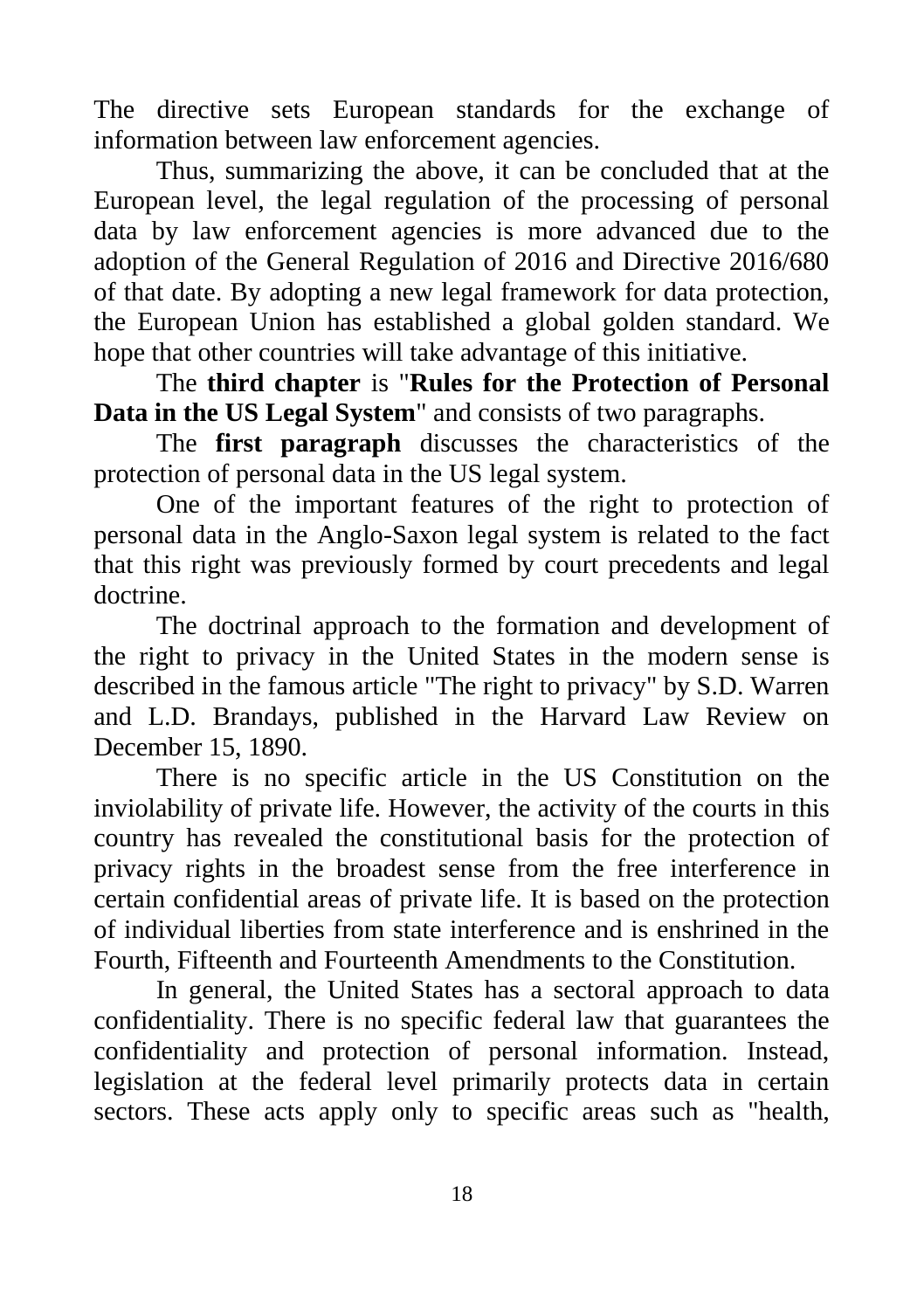The directive sets European standards for the exchange of information between law enforcement agencies.

Thus, summarizing the above, it can be concluded that at the European level, the legal regulation of the processing of personal data by law enforcement agencies is more advanced due to the adoption of the General Regulation of 2016 and Directive 2016/680 of that date. By adopting a new legal framework for data protection, the European Union has established a global golden standard. We hope that other countries will take advantage of this initiative.

The **third chapter** is "**Rules for the Protection of Personal Data in the US Legal System**" and consists of two paragraphs.

The **first paragraph** discusses the characteristics of the protection of personal data in the US legal system.

One of the important features of the right to protection of personal data in the Anglo-Saxon legal system is related to the fact that this right was previously formed by court precedents and legal doctrine.

The doctrinal approach to the formation and development of the right to privacy in the United States in the modern sense is described in the famous article "The right to privacy" by S.D. Warren and L.D. Brandays, published in the Harvard Law Review on December 15, 1890.

There is no specific article in the US Constitution on the inviolability of private life. However, the activity of the courts in this country has revealed the constitutional basis for the protection of privacy rights in the broadest sense from the free interference in certain confidential areas of private life. It is based on the protection of individual liberties from state interference and is enshrined in the Fourth, Fifteenth and Fourteenth Amendments to the Constitution.

In general, the United States has a sectoral approach to data confidentiality. There is no specific federal law that guarantees the confidentiality and protection of personal information. Instead, legislation at the federal level primarily protects data in certain sectors. These acts apply only to specific areas such as "health,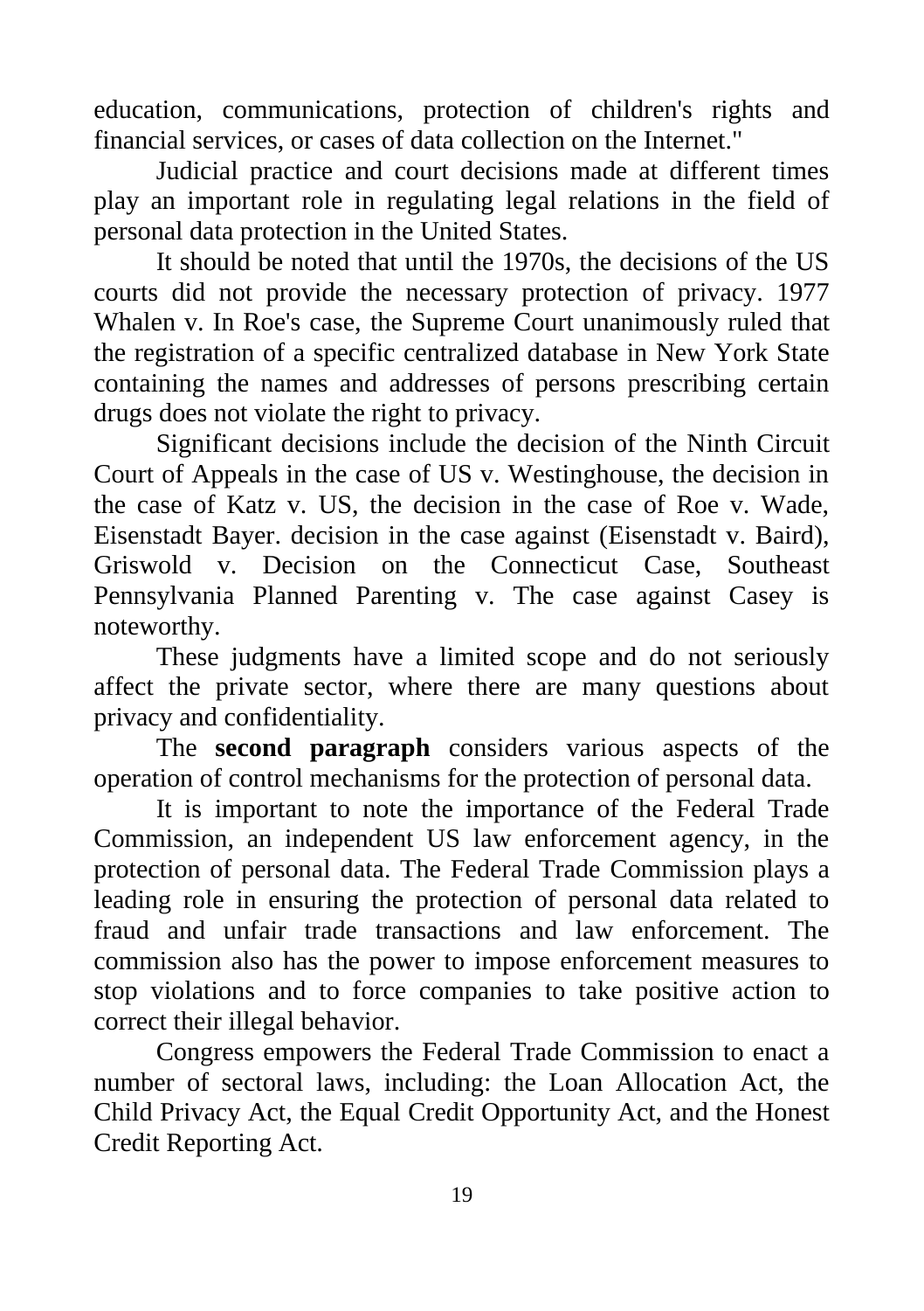education, communications, protection of children's rights and financial services, or cases of data collection on the Internet."

Judicial practice and court decisions made at different times play an important role in regulating legal relations in the field of personal data protection in the United States.

It should be noted that until the 1970s, the decisions of the US courts did not provide the necessary protection of privacy. 1977 Whalen v. In Roe's case, the Supreme Court unanimously ruled that the registration of a specific centralized database in New York State containing the names and addresses of persons prescribing certain drugs does not violate the right to privacy.

Significant decisions include the decision of the Ninth Circuit Court of Appeals in the case of US v. Westinghouse, the decision in the case of Katz v. US, the decision in the case of Roe v. Wade, Eisenstadt Bayer. decision in the case against (Eisenstadt v. Baird), Griswold v. Decision on the Connecticut Case, Southeast Pennsylvania Planned Parenting v. The case against Casey is noteworthy.

These judgments have a limited scope and do not seriously affect the private sector, where there are many questions about privacy and confidentiality.

The **second paragraph** considers various aspects of the operation of control mechanisms for the protection of personal data.

It is important to note the importance of the Federal Trade Commission, an independent US law enforcement agency, in the protection of personal data. The Federal Trade Commission plays a leading role in ensuring the protection of personal data related to fraud and unfair trade transactions and law enforcement. The commission also has the power to impose enforcement measures to stop violations and to force companies to take positive action to correct their illegal behavior.

Congress empowers the Federal Trade Commission to enact a number of sectoral laws, including: the Loan Allocation Act, the Child Privacy Act, the Equal Credit Opportunity Act, and the Honest Credit Reporting Act.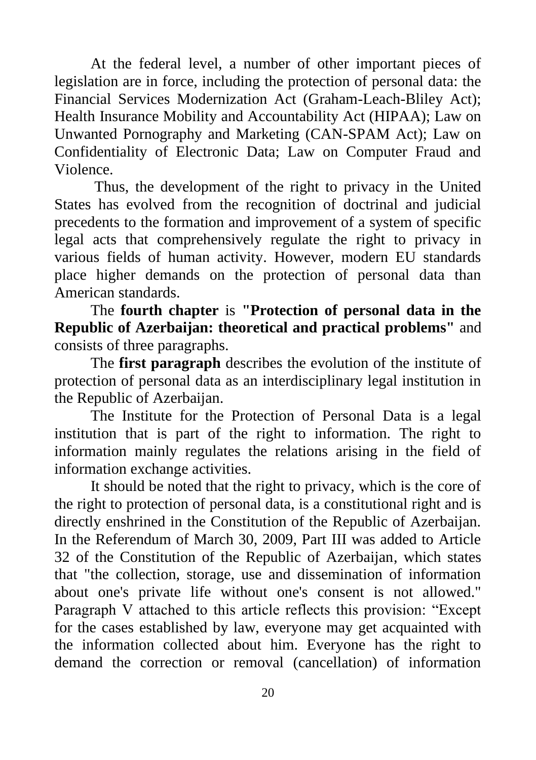At the federal level, a number of other important pieces of legislation are in force, including the protection of personal data: the Financial Services Modernization Act (Graham-Leach-Bliley Act); Health Insurance Mobility and Accountability Act (HIPAA); Law on Unwanted Pornography and Marketing (CAN-SPAM Act); Law on Confidentiality of Electronic Data; Law on Computer Fraud and Violence.

Thus, the development of the right to privacy in the United States has evolved from the recognition of doctrinal and judicial precedents to the formation and improvement of a system of specific legal acts that comprehensively regulate the right to privacy in various fields of human activity. However, modern EU standards place higher demands on the protection of personal data than American standards.

The **fourth chapter** is **"Protection of personal data in the Republic of Azerbaijan: theoretical and practical problems"** and consists of three paragraphs.

The **first paragraph** describes the evolution of the institute of protection of personal data as an interdisciplinary legal institution in the Republic of Azerbaijan.

The Institute for the Protection of Personal Data is a legal institution that is part of the right to information. The right to information mainly regulates the relations arising in the field of information exchange activities.

It should be noted that the right to privacy, which is the core of the right to protection of personal data, is a constitutional right and is directly enshrined in the Constitution of the Republic of Azerbaijan. In the Referendum of March 30, 2009, Part III was added to Article 32 of the Constitution of the Republic of Azerbaijan, which states that "the collection, storage, use and dissemination of information about one's private life without one's consent is not allowed." Paragraph V attached to this article reflects this provision: "Except for the cases established by law, everyone may get acquainted with the information collected about him. Everyone has the right to demand the correction or removal (cancellation) of information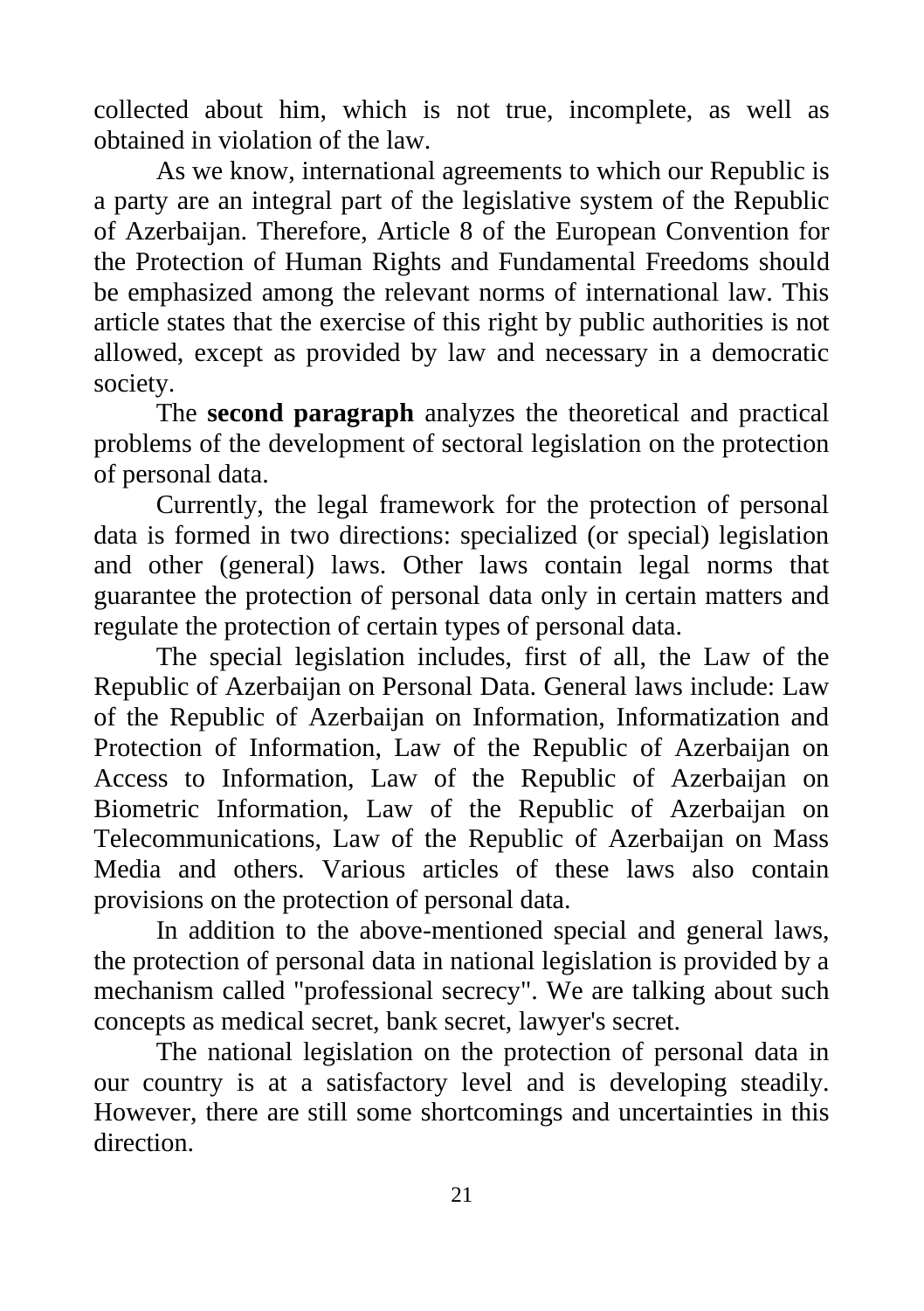collected about him, which is not true, incomplete, as well as obtained in violation of the law.

As we know, international agreements to which our Republic is a party are an integral part of the legislative system of the Republic of Azerbaijan. Therefore, Article 8 of the European Convention for the Protection of Human Rights and Fundamental Freedoms should be emphasized among the relevant norms of international law. This article states that the exercise of this right by public authorities is not allowed, except as provided by law and necessary in a democratic society.

The **second paragraph** analyzes the theoretical and practical problems of the development of sectoral legislation on the protection of personal data.

Currently, the legal framework for the protection of personal data is formed in two directions: specialized (or special) legislation and other (general) laws. Other laws contain legal norms that guarantee the protection of personal data only in certain matters and regulate the protection of certain types of personal data.

The special legislation includes, first of all, the Law of the Republic of Azerbaijan on Personal Data. General laws include: Law of the Republic of Azerbaijan on Information, Informatization and Protection of Information, Law of the Republic of Azerbaijan on Access to Information, Law of the Republic of Azerbaijan on Biometric Information, Law of the Republic of Azerbaijan on Telecommunications, Law of the Republic of Azerbaijan on Mass Media and others. Various articles of these laws also contain provisions on the protection of personal data.

In addition to the above-mentioned special and general laws, the protection of personal data in national legislation is provided by a mechanism called "professional secrecy". We are talking about such concepts as medical secret, bank secret, lawyer's secret.

The national legislation on the protection of personal data in our country is at a satisfactory level and is developing steadily. However, there are still some shortcomings and uncertainties in this direction.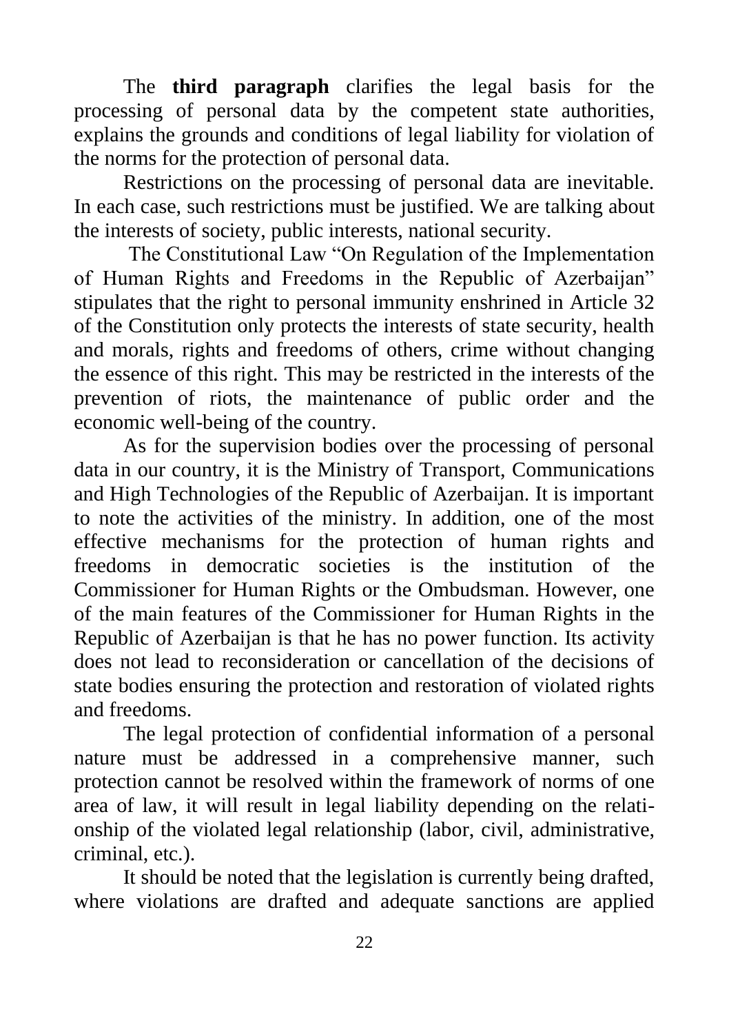The **third paragraph** clarifies the legal basis for the processing of personal data by the competent state authorities, explains the grounds and conditions of legal liability for violation of the norms for the protection of personal data.

Restrictions on the processing of personal data are inevitable. In each case, such restrictions must be justified. We are talking about the interests of society, public interests, national security.

The Constitutional Law "On Regulation of the Implementation of Human Rights and Freedoms in the Republic of Azerbaijan" stipulates that the right to personal immunity enshrined in Article 32 of the Constitution only protects the interests of state security, health and morals, rights and freedoms of others, crime without changing the essence of this right. This may be restricted in the interests of the prevention of riots, the maintenance of public order and the economic well-being of the country.

As for the supervision bodies over the processing of personal data in our country, it is the Ministry of Transport, Communications and High Technologies of the Republic of Azerbaijan. It is important to note the activities of the ministry. In addition, one of the most effective mechanisms for the protection of human rights and freedoms in democratic societies is the institution of the Commissioner for Human Rights or the Ombudsman. However, one of the main features of the Commissioner for Human Rights in the Republic of Azerbaijan is that he has no power function. Its activity does not lead to reconsideration or cancellation of the decisions of state bodies ensuring the protection and restoration of violated rights and freedoms.

The legal protection of confidential information of a personal nature must be addressed in a comprehensive manner, such protection cannot be resolved within the framework of norms of one area of law, it will result in legal liability depending on the relationship of the violated legal relationship (labor, civil, administrative, criminal, etc.).

It should be noted that the legislation is currently being drafted, where violations are drafted and adequate sanctions are applied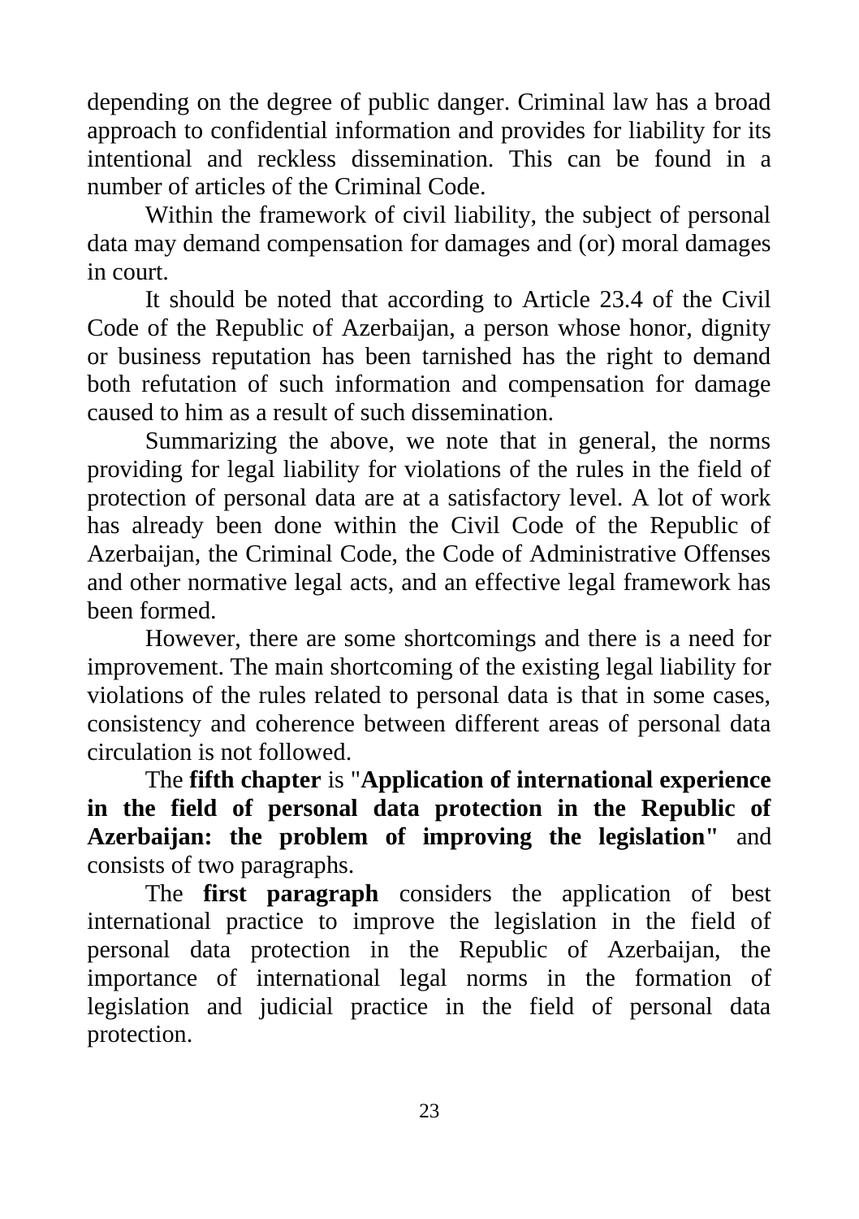depending on the degree of public danger. Criminal law has a broad approach to confidential information and provides for liability for its intentional and reckless dissemination. This can be found in a number of articles of the Criminal Code.

Within the framework of civil liability, the subject of personal data may demand compensation for damages and (or) moral damages in court.

It should be noted that according to Article 23.4 of the Civil Code of the Republic of Azerbaijan, a person whose honor, dignity or business reputation has been tarnished has the right to demand both refutation of such information and compensation for damage caused to him as a result of such dissemination.

Summarizing the above, we note that in general, the norms providing for legal liability for violations of the rules in the field of protection of personal data are at a satisfactory level. A lot of work has already been done within the Civil Code of the Republic of Azerbaijan, the Criminal Code, the Code of Administrative Offenses and other normative legal acts, and an effective legal framework has been formed.

However, there are some shortcomings and there is a need for improvement. The main shortcoming of the existing legal liability for violations of the rules related to personal data is that in some cases, consistency and coherence between different areas of personal data circulation is not followed.

The **fifth chapter** is "**Application of international experience in the field of personal data protection in the Republic of Azerbaijan: the problem of improving the legislation"** and consists of two paragraphs.

The **first paragraph** considers the application of best international practice to improve the legislation in the field of personal data protection in the Republic of Azerbaijan, the importance of international legal norms in the formation of legislation and judicial practice in the field of personal data protection.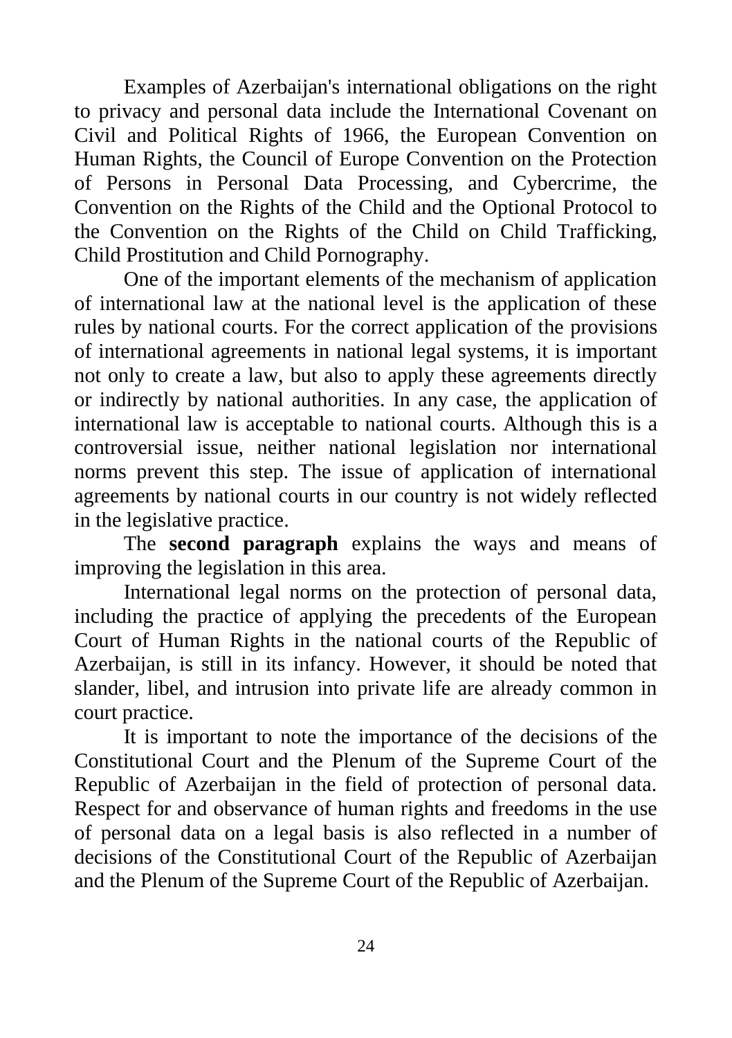Examples of Azerbaijan's international obligations on the right to privacy and personal data include the International Covenant on Civil and Political Rights of 1966, the European Convention on Human Rights, the Council of Europe Convention on the Protection of Persons in Personal Data Processing, and Cybercrime, the Convention on the Rights of the Child and the Optional Protocol to the Convention on the Rights of the Child on Child Trafficking, Child Prostitution and Child Pornography.

One of the important elements of the mechanism of application of international law at the national level is the application of these rules by national courts. For the correct application of the provisions of international agreements in national legal systems, it is important not only to create a law, but also to apply these agreements directly or indirectly by national authorities. In any case, the application of international law is acceptable to national courts. Although this is a controversial issue, neither national legislation nor international norms prevent this step. The issue of application of international agreements by national courts in our country is not widely reflected in the legislative practice.

The **second paragraph** explains the ways and means of improving the legislation in this area.

International legal norms on the protection of personal data, including the practice of applying the precedents of the European Court of Human Rights in the national courts of the Republic of Azerbaijan, is still in its infancy. However, it should be noted that slander, libel, and intrusion into private life are already common in court practice.

It is important to note the importance of the decisions of the Constitutional Court and the Plenum of the Supreme Court of the Republic of Azerbaijan in the field of protection of personal data. Respect for and observance of human rights and freedoms in the use of personal data on a legal basis is also reflected in a number of decisions of the Constitutional Court of the Republic of Azerbaijan and the Plenum of the Supreme Court of the Republic of Azerbaijan.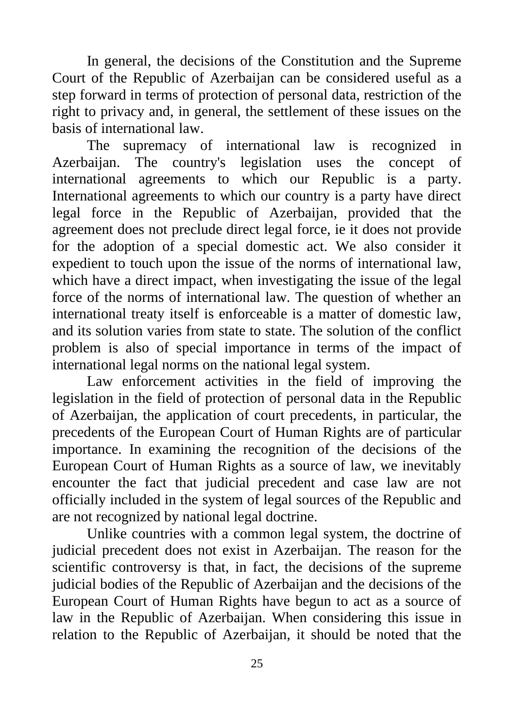In general, the decisions of the Constitution and the Supreme Court of the Republic of Azerbaijan can be considered useful as a step forward in terms of protection of personal data, restriction of the right to privacy and, in general, the settlement of these issues on the basis of international law.

The supremacy of international law is recognized in Azerbaijan. The country's legislation uses the concept of international agreements to which our Republic is a party. International agreements to which our country is a party have direct legal force in the Republic of Azerbaijan, provided that the agreement does not preclude direct legal force, ie it does not provide for the adoption of a special domestic act. We also consider it expedient to touch upon the issue of the norms of international law, which have a direct impact, when investigating the issue of the legal force of the norms of international law. The question of whether an international treaty itself is enforceable is a matter of domestic law, and its solution varies from state to state. The solution of the conflict problem is also of special importance in terms of the impact of international legal norms on the national legal system.

Law enforcement activities in the field of improving the legislation in the field of protection of personal data in the Republic of Azerbaijan, the application of court precedents, in particular, the precedents of the European Court of Human Rights are of particular importance. In examining the recognition of the decisions of the European Court of Human Rights as a source of law, we inevitably encounter the fact that judicial precedent and case law are not officially included in the system of legal sources of the Republic and are not recognized by national legal doctrine.

Unlike countries with a common legal system, the doctrine of judicial precedent does not exist in Azerbaijan. The reason for the scientific controversy is that, in fact, the decisions of the supreme judicial bodies of the Republic of Azerbaijan and the decisions of the European Court of Human Rights have begun to act as a source of law in the Republic of Azerbaijan. When considering this issue in relation to the Republic of Azerbaijan, it should be noted that the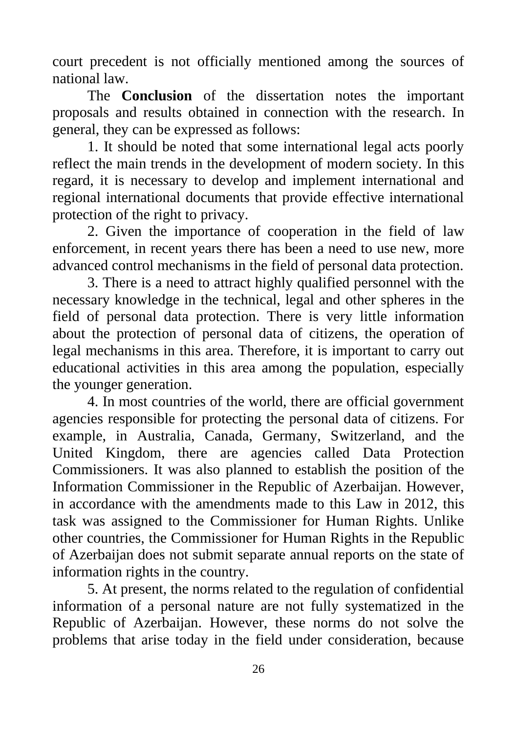court precedent is not officially mentioned among the sources of national law.

The **Conclusion** of the dissertation notes the important proposals and results obtained in connection with the research. In general, they can be expressed as follows:

1. It should be noted that some international legal acts poorly reflect the main trends in the development of modern society. In this regard, it is necessary to develop and implement international and regional international documents that provide effective international protection of the right to privacy.

2. Given the importance of cooperation in the field of law enforcement, in recent years there has been a need to use new, more advanced control mechanisms in the field of personal data protection.

3. There is a need to attract highly qualified personnel with the necessary knowledge in the technical, legal and other spheres in the field of personal data protection. There is very little information about the protection of personal data of citizens, the operation of legal mechanisms in this area. Therefore, it is important to carry out educational activities in this area among the population, especially the younger generation.

4. In most countries of the world, there are official government agencies responsible for protecting the personal data of citizens. For example, in Australia, Canada, Germany, Switzerland, and the United Kingdom, there are agencies called Data Protection Commissioners. It was also planned to establish the position of the Information Commissioner in the Republic of Azerbaijan. However, in accordance with the amendments made to this Law in 2012, this task was assigned to the Commissioner for Human Rights. Unlike other countries, the Commissioner for Human Rights in the Republic of Azerbaijan does not submit separate annual reports on the state of information rights in the country.

5. At present, the norms related to the regulation of confidential information of a personal nature are not fully systematized in the Republic of Azerbaijan. However, these norms do not solve the problems that arise today in the field under consideration, because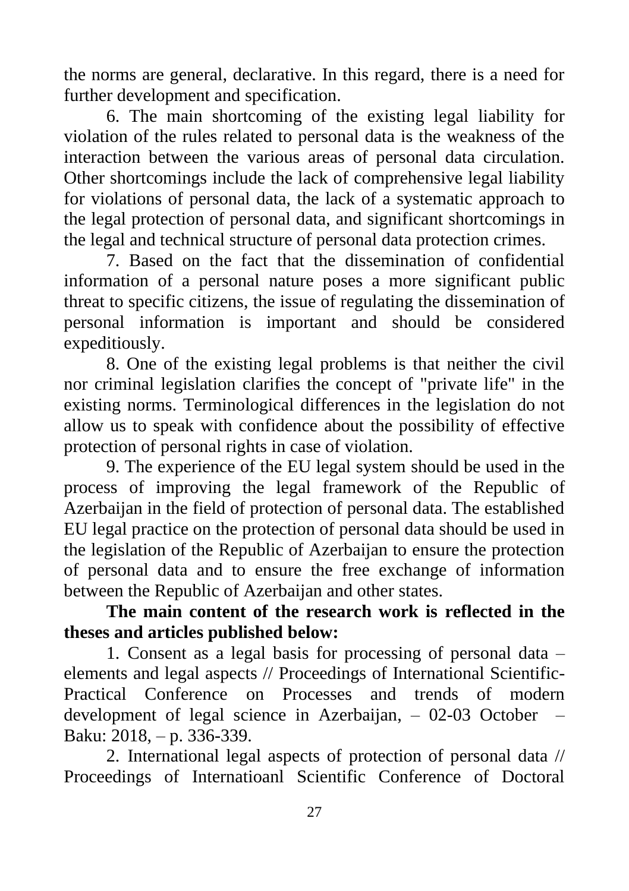the norms are general, declarative. In this regard, there is a need for further development and specification.

6. The main shortcoming of the existing legal liability for violation of the rules related to personal data is the weakness of the interaction between the various areas of personal data circulation. Other shortcomings include the lack of comprehensive legal liability for violations of personal data, the lack of a systematic approach to the legal protection of personal data, and significant shortcomings in the legal and technical structure of personal data protection crimes.

7. Based on the fact that the dissemination of confidential information of a personal nature poses a more significant public threat to specific citizens, the issue of regulating the dissemination of personal information is important and should be considered expeditiously.

8. One of the existing legal problems is that neither the civil nor criminal legislation clarifies the concept of "private life" in the existing norms. Terminological differences in the legislation do not allow us to speak with confidence about the possibility of effective protection of personal rights in case of violation.

9. The experience of the EU legal system should be used in the process of improving the legal framework of the Republic of Azerbaijan in the field of protection of personal data. The established EU legal practice on the protection of personal data should be used in the legislation of the Republic of Azerbaijan to ensure the protection of personal data and to ensure the free exchange of information between the Republic of Azerbaijan and other states.

**The main content of the research work is reflected in the theses and articles published below:**

1. Consent as a legal basis for processing of personal data – elements and legal aspects // Proceedings of International Scientific-Practical Conference on Processes and trends of modern development of legal science in Azerbaijan, – 02-03 October – Baku: 2018, – p. 336-339.

2. International legal aspects of protection of personal data // Proceedings of Internatioanl Scientific Conference of Doctoral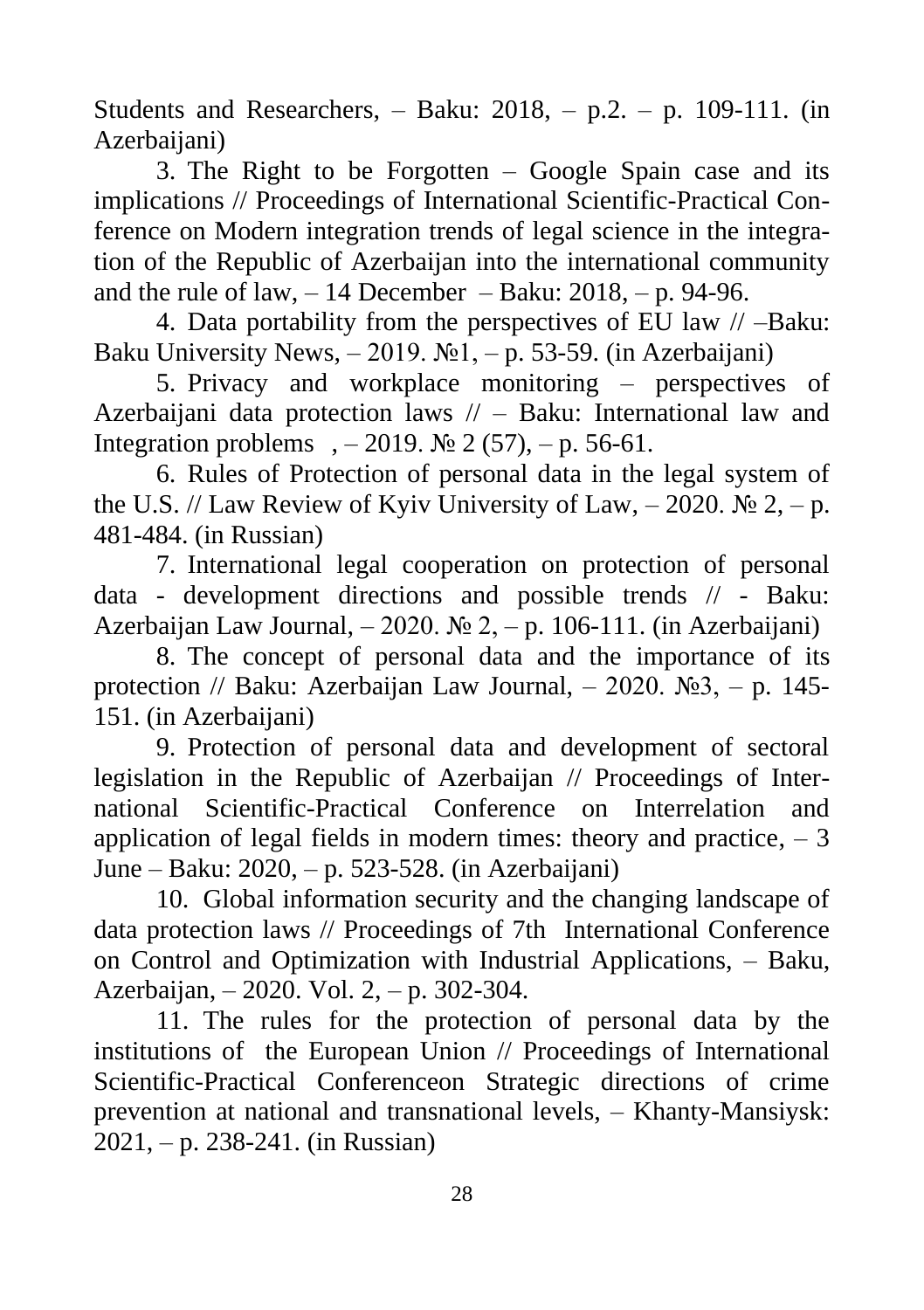Students and Researchers, – Baku: 2018, – p.2. – p. 109-111. (in Azerbaijani)

3. The Right to be Forgotten – Google Spain case and its implications // Proceedings of International Scientific-Practical Conference on Modern integration trends of legal science in the integration of the Republic of Azerbaijan into the international community and the rule of law, – 14 December – Baku: 2018, – p. 94-96.

4. Data portability from the perspectives of EU law // –Baku: Baku University News, – 2019. №1, – p. 53-59. (in Azerbaijani)

5. Privacy and workplace monitoring – perspectives of Azerbaijani data protection laws // – Baku: International law and Integration problems , – 2019. № 2 (57), – p. 56-61.

6. Rules of Protection of personal data in the legal system of the U.S. // Law Review of Kyiv University of Law, – 2020. № 2, – p. 481-484. (in Russian)

7. International legal cooperation on protection of personal data - development directions and possible trends // - Baku: Azerbaijan Law Journal, – 2020. № 2, – p. 106-111. (in Azerbaijani)

8. The concept of personal data and the importance of its protection // Baku: Azerbaijan Law Journal, – 2020. №3, – p. 145-151. (in Azerbaijani)

9. Protection of personal data and development of sectoral legislation in the Republic of Azerbaijan // Proceedings of International Scientific-Practical Conference on Interrelation and application of legal fields in modern times: theory and practice, – 3 June – Baku: 2020, – p. 523-528. (in Azerbaijani)

10. Global information security and the changing landscape of data protection laws // Proceedings of 7th International Conference on Control and Optimization with Industrial Applications, – Baku, Azerbaijan, – 2020. Vol. 2, – p. 302-304.

11. The rules for the protection of personal data by the institutions of the European Union // Proceedings of International Scientific-Practical Conferenceon Strategic directions of crime prevention at national and transnational levels, – Khanty-Mansiysk: 2021, – p. 238-241. (in Russian)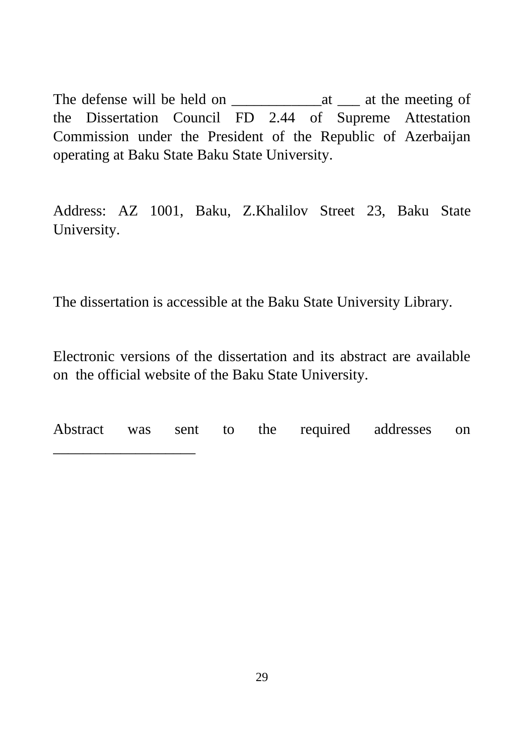The defense will be held on ____________at ___ at the meeting of the Dissertation Council FD 2.44 of Supreme Attestation Commission under the President of the Republic of Azerbaijan operating at Baku State Baku State University.

Address: AZ 1001, Baku, Z.Khalilov Street 23, Baku State University.

The dissertation is accessible at the Baku State University Library.

Electronic versions of the dissertation and its abstract are available on the official website of the Baku State University.

Abstract was sent to the required addresses on ___________________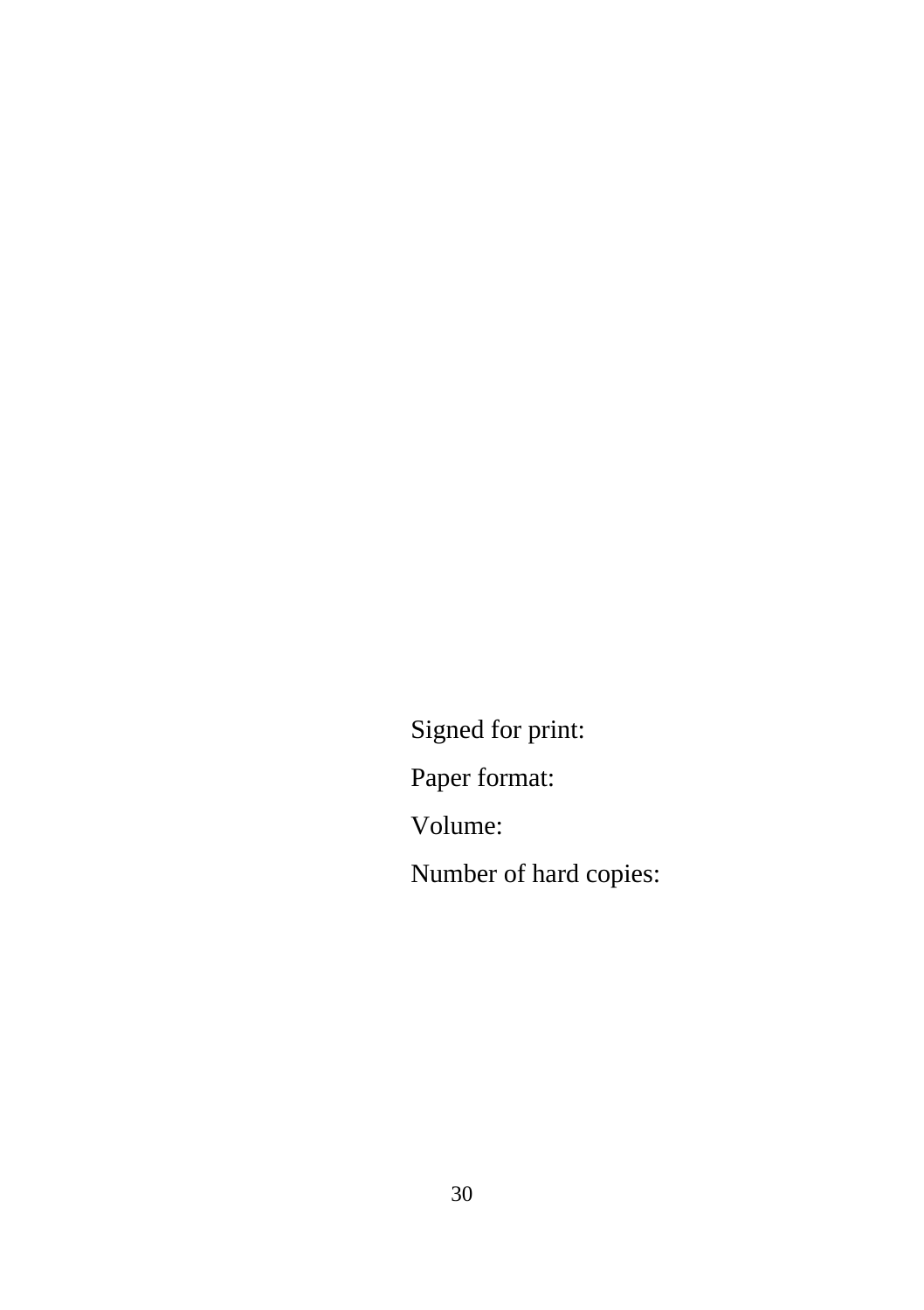Signed for print:

Paper format:

Volume:

Number of hard copies: